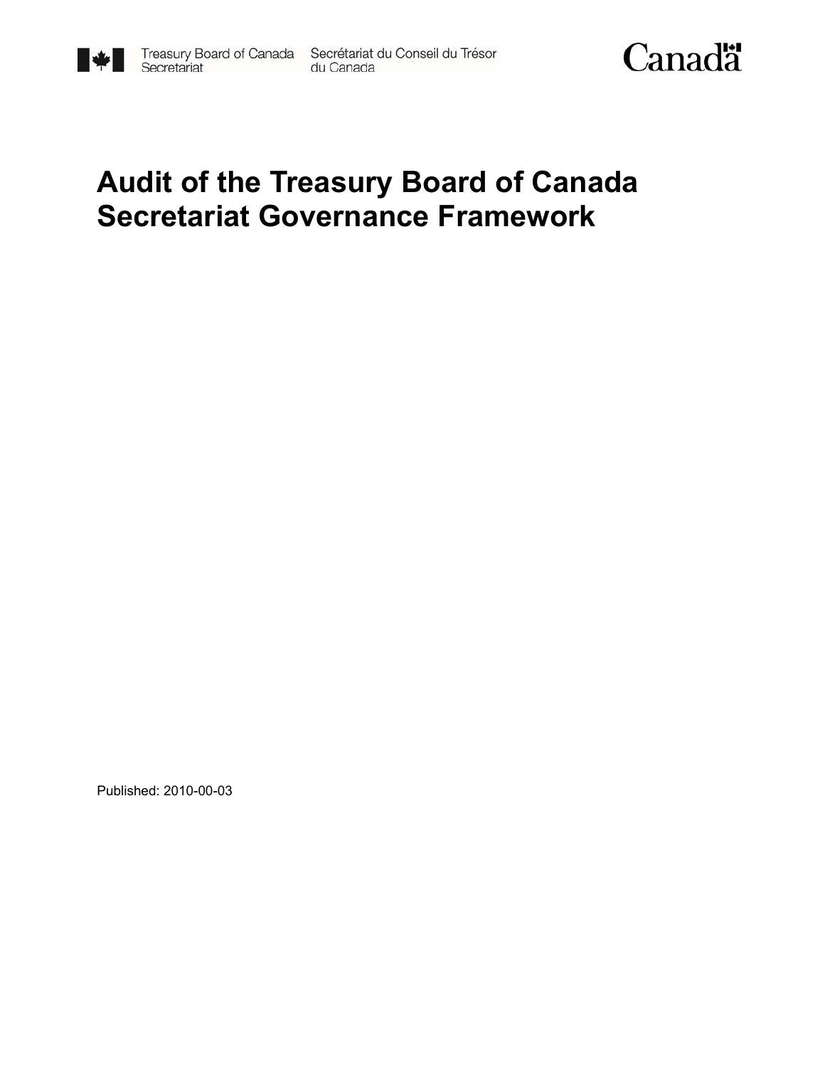Treasury Board of Canada Secretariat | Secrétariat du Conseil du Trésor du Canada

Canada

# Audit of the Treasury Board of Canada Secretariat Governance Framework

Published: 2010-00-03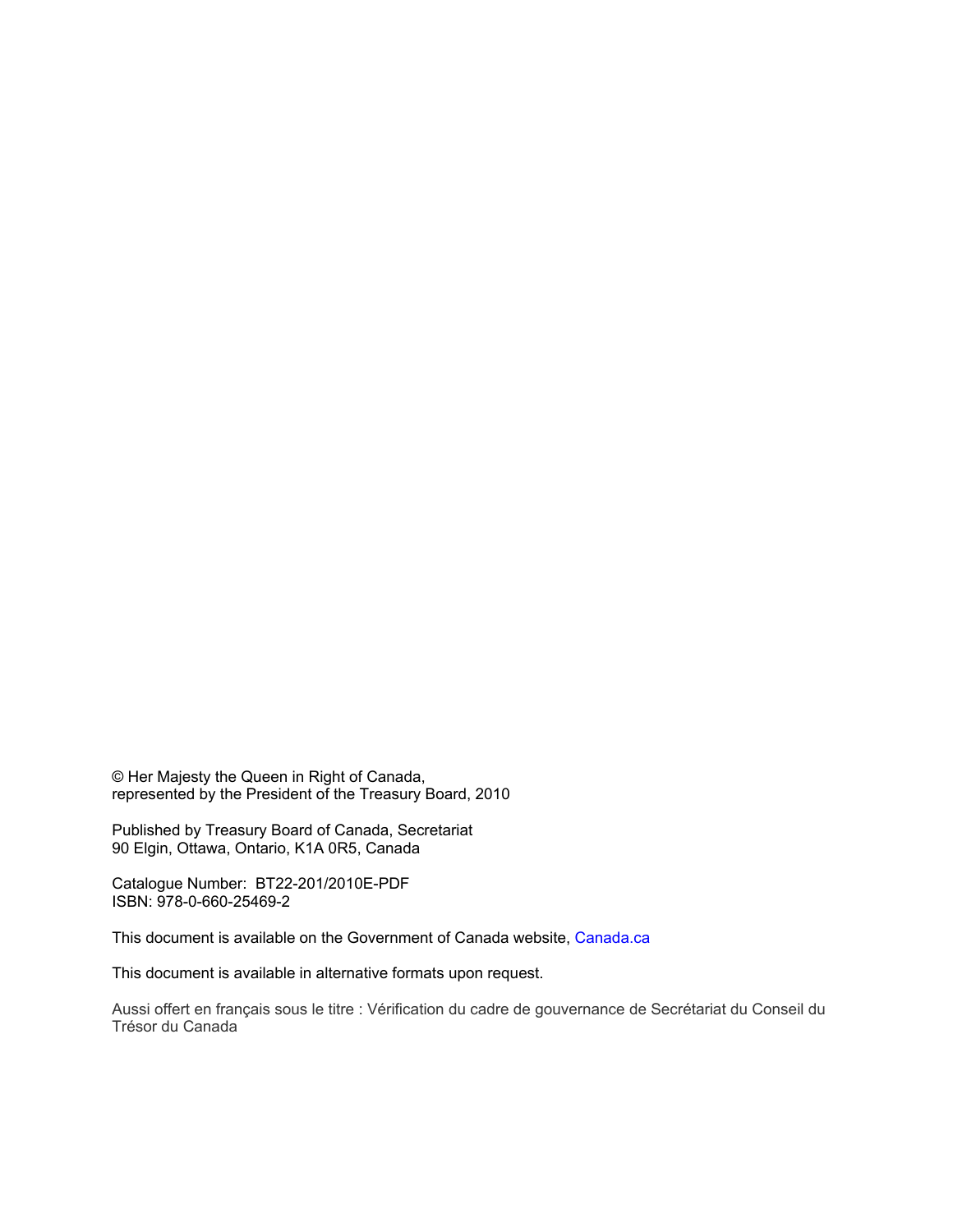© Her Majesty the Queen in Right of Canada,
represented by the President of the Treasury Board, 2010

Published by Treasury Board of Canada, Secretariat
90 Elgin, Ottawa, Ontario, K1A 0R5, Canada

Catalogue Number: BT22-201/2010E-PDF
ISBN: 978-0-660-25469-2

This document is available on the Government of Canada website, Canada.ca

This document is available in alternative formats upon request.

Aussi offert en français sous le titre : Vérification du cadre de gouvernance de Secrétariat du Conseil du Trésor du Canada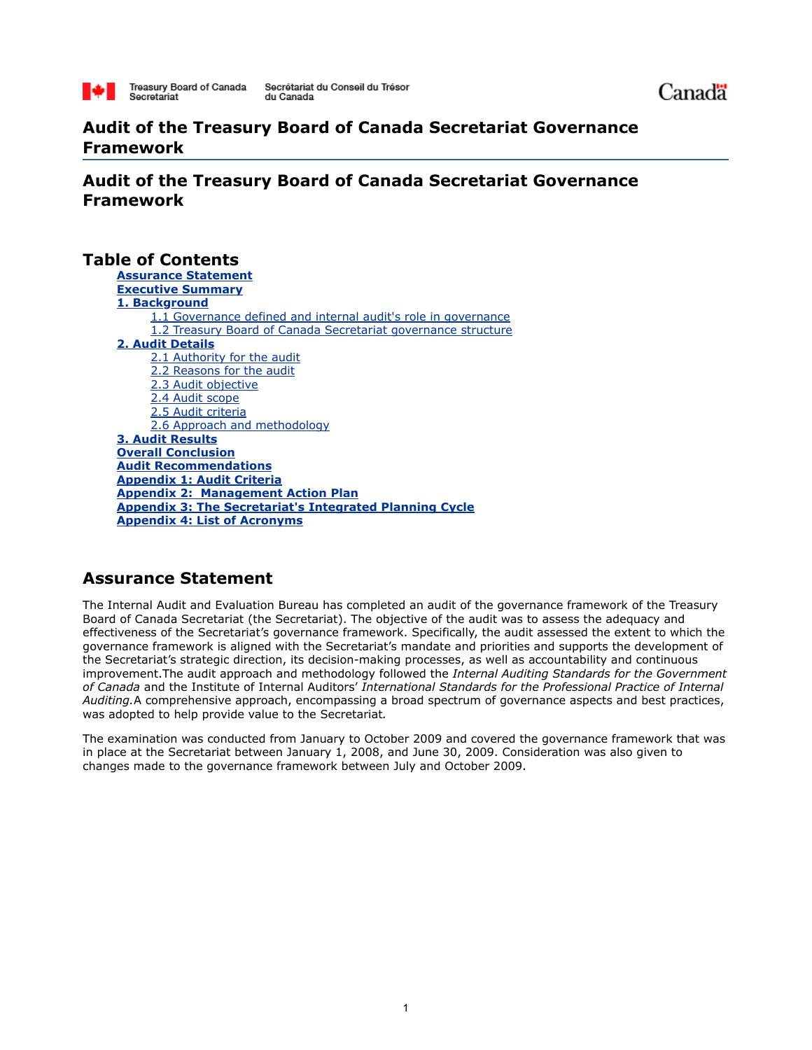# Audit of the Treasury Board of Canada Secretariat Governance Framework

## Audit of the Treasury Board of Canada Secretariat Governance Framework

## Table of Contents

- **Assurance Statement**
- **Executive Summary**
- **1. Background**
    - 1.1 Governance defined and internal audit's role in governance
    - 1.2 Treasury Board of Canada Secretariat governance structure
- **2. Audit Details**
    - 2.1 Authority for the audit
    - 2.2 Reasons for the audit
    - 2.3 Audit objective
    - 2.4 Audit scope
    - 2.5 Audit criteria
    - 2.6 Approach and methodology
- **3. Audit Results**
- **Overall Conclusion**
- **Audit Recommendations**
- **Appendix 1: Audit Criteria**
- **Appendix 2: Management Action Plan**
- **Appendix 3: The Secretariat's Integrated Planning Cycle**
- **Appendix 4: List of Acronyms**

## Assurance Statement

The Internal Audit and Evaluation Bureau has completed an audit of the governance framework of the Treasury Board of Canada Secretariat (the Secretariat). The objective of the audit was to assess the adequacy and effectiveness of the Secretariat's governance framework. Specifically, the audit assessed the extent to which the governance framework is aligned with the Secretariat's mandate and priorities and supports the development of the Secretariat's strategic direction, its decision-making processes, as well as accountability and continuous improvement.The audit approach and methodology followed the *Internal Auditing Standards for the Government of Canada* and the Institute of Internal Auditors' *International Standards for the Professional Practice of Internal Auditing.*A comprehensive approach, encompassing a broad spectrum of governance aspects and best practices, was adopted to help provide value to the Secretariat*.*

The examination was conducted from January to October 2009 and covered the governance framework that was in place at the Secretariat between January 1, 2008, and June 30, 2009. Consideration was also given to changes made to the governance framework between July and October 2009.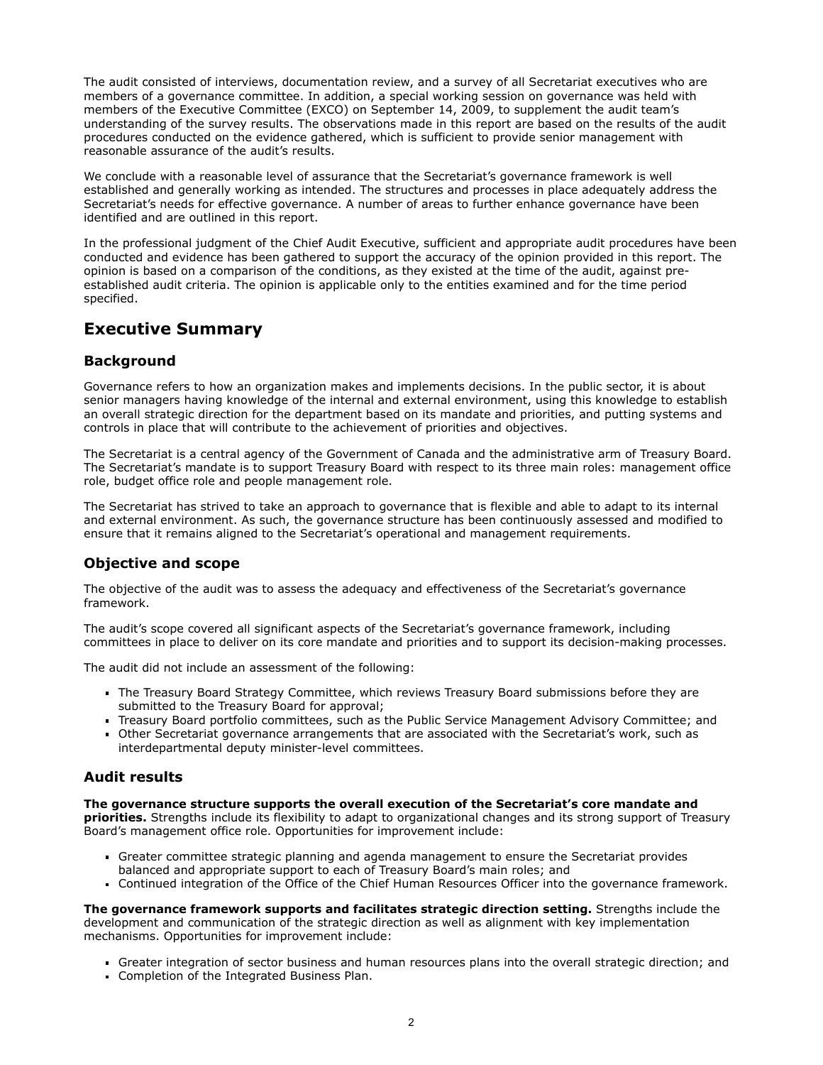The audit consisted of interviews, documentation review, and a survey of all Secretariat executives who are members of a governance committee. In addition, a special working session on governance was held with members of the Executive Committee (EXCO) on September 14, 2009, to supplement the audit team's understanding of the survey results. The observations made in this report are based on the results of the audit procedures conducted on the evidence gathered, which is sufficient to provide senior management with reasonable assurance of the audit's results.

We conclude with a reasonable level of assurance that the Secretariat's governance framework is well established and generally working as intended. The structures and processes in place adequately address the Secretariat's needs for effective governance. A number of areas to further enhance governance have been identified and are outlined in this report.

In the professional judgment of the Chief Audit Executive, sufficient and appropriate audit procedures have been conducted and evidence has been gathered to support the accuracy of the opinion provided in this report. The opinion is based on a comparison of the conditions, as they existed at the time of the audit, against pre-established audit criteria. The opinion is applicable only to the entities examined and for the time period specified.

## Executive Summary

### Background

Governance refers to how an organization makes and implements decisions. In the public sector, it is about senior managers having knowledge of the internal and external environment, using this knowledge to establish an overall strategic direction for the department based on its mandate and priorities, and putting systems and controls in place that will contribute to the achievement of priorities and objectives.

The Secretariat is a central agency of the Government of Canada and the administrative arm of Treasury Board. The Secretariat's mandate is to support Treasury Board with respect to its three main roles: management office role, budget office role and people management role.

The Secretariat has strived to take an approach to governance that is flexible and able to adapt to its internal and external environment. As such, the governance structure has been continuously assessed and modified to ensure that it remains aligned to the Secretariat's operational and management requirements.

### Objective and scope

The objective of the audit was to assess the adequacy and effectiveness of the Secretariat's governance framework.

The audit's scope covered all significant aspects of the Secretariat's governance framework, including committees in place to deliver on its core mandate and priorities and to support its decision-making processes.

The audit did not include an assessment of the following:

- The Treasury Board Strategy Committee, which reviews Treasury Board submissions before they are submitted to the Treasury Board for approval;
- Treasury Board portfolio committees, such as the Public Service Management Advisory Committee; and
- Other Secretariat governance arrangements that are associated with the Secretariat's work, such as interdepartmental deputy minister-level committees.

### Audit results

**The governance structure supports the overall execution of the Secretariat's core mandate and priorities.** Strengths include its flexibility to adapt to organizational changes and its strong support of Treasury Board's management office role. Opportunities for improvement include:

- Greater committee strategic planning and agenda management to ensure the Secretariat provides balanced and appropriate support to each of Treasury Board's main roles; and
- Continued integration of the Office of the Chief Human Resources Officer into the governance framework.

**The governance framework supports and facilitates strategic direction setting.** Strengths include the development and communication of the strategic direction as well as alignment with key implementation mechanisms. Opportunities for improvement include:

- Greater integration of sector business and human resources plans into the overall strategic direction; and
- Completion of the Integrated Business Plan.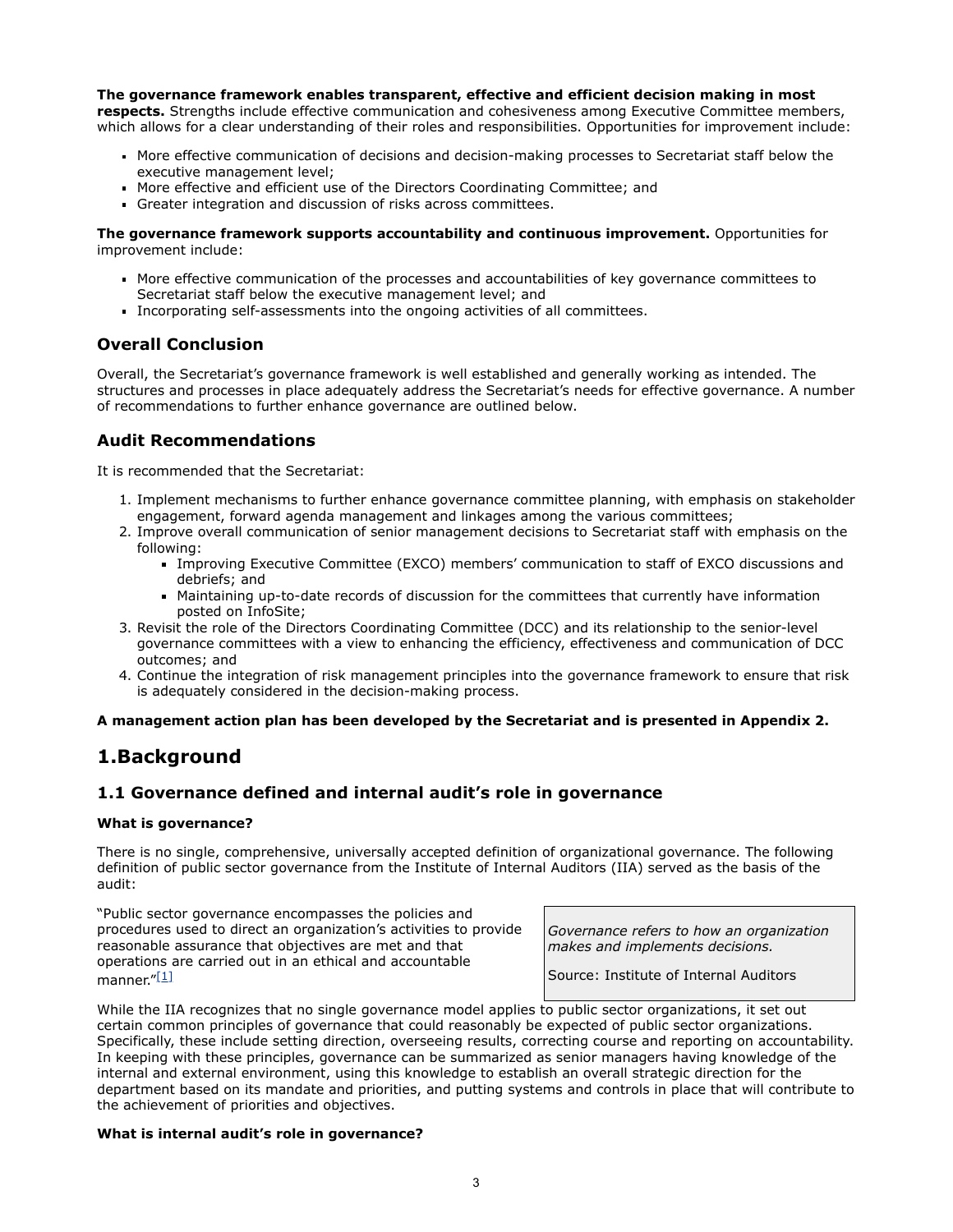**The governance framework enables transparent, effective and efficient decision making in most respects.** Strengths include effective communication and cohesiveness among Executive Committee members, which allows for a clear understanding of their roles and responsibilities. Opportunities for improvement include:

- More effective communication of decisions and decision-making processes to Secretariat staff below the executive management level;
- More effective and efficient use of the Directors Coordinating Committee; and
- Greater integration and discussion of risks across committees.

**The governance framework supports accountability and continuous improvement.** Opportunities for improvement include:

- More effective communication of the processes and accountabilities of key governance committees to Secretariat staff below the executive management level; and
- Incorporating self-assessments into the ongoing activities of all committees.

## Overall Conclusion

Overall, the Secretariat's governance framework is well established and generally working as intended. The structures and processes in place adequately address the Secretariat's needs for effective governance. A number of recommendations to further enhance governance are outlined below.

## Audit Recommendations

It is recommended that the Secretariat:

1. Implement mechanisms to further enhance governance committee planning, with emphasis on stakeholder engagement, forward agenda management and linkages among the various committees;
2. Improve overall communication of senior management decisions to Secretariat staff with emphasis on the following:
   - Improving Executive Committee (EXCO) members' communication to staff of EXCO discussions and debriefs; and
   - Maintaining up-to-date records of discussion for the committees that currently have information posted on InfoSite;
3. Revisit the role of the Directors Coordinating Committee (DCC) and its relationship to the senior-level governance committees with a view to enhancing the efficiency, effectiveness and communication of DCC outcomes; and
4. Continue the integration of risk management principles into the governance framework to ensure that risk is adequately considered in the decision-making process.

**A management action plan has been developed by the Secretariat and is presented in Appendix 2.**

# 1.Background

## 1.1 Governance defined and internal audit's role in governance

### What is governance?

There is no single, comprehensive, universally accepted definition of organizational governance. The following definition of public sector governance from the Institute of Internal Auditors (IIA) served as the basis of the audit:

"Public sector governance encompasses the policies and procedures used to direct an organization's activities to provide reasonable assurance that objectives are met and that operations are carried out in an ethical and accountable manner."[1]

> *Governance refers to how an organization makes and implements decisions.*
>
> Source: Institute of Internal Auditors

While the IIA recognizes that no single governance model applies to public sector organizations, it set out certain common principles of governance that could reasonably be expected of public sector organizations. Specifically, these include setting direction, overseeing results, correcting course and reporting on accountability. In keeping with these principles, governance can be summarized as senior managers having knowledge of the internal and external environment, using this knowledge to establish an overall strategic direction for the department based on its mandate and priorities, and putting systems and controls in place that will contribute to the achievement of priorities and objectives.

### What is internal audit's role in governance?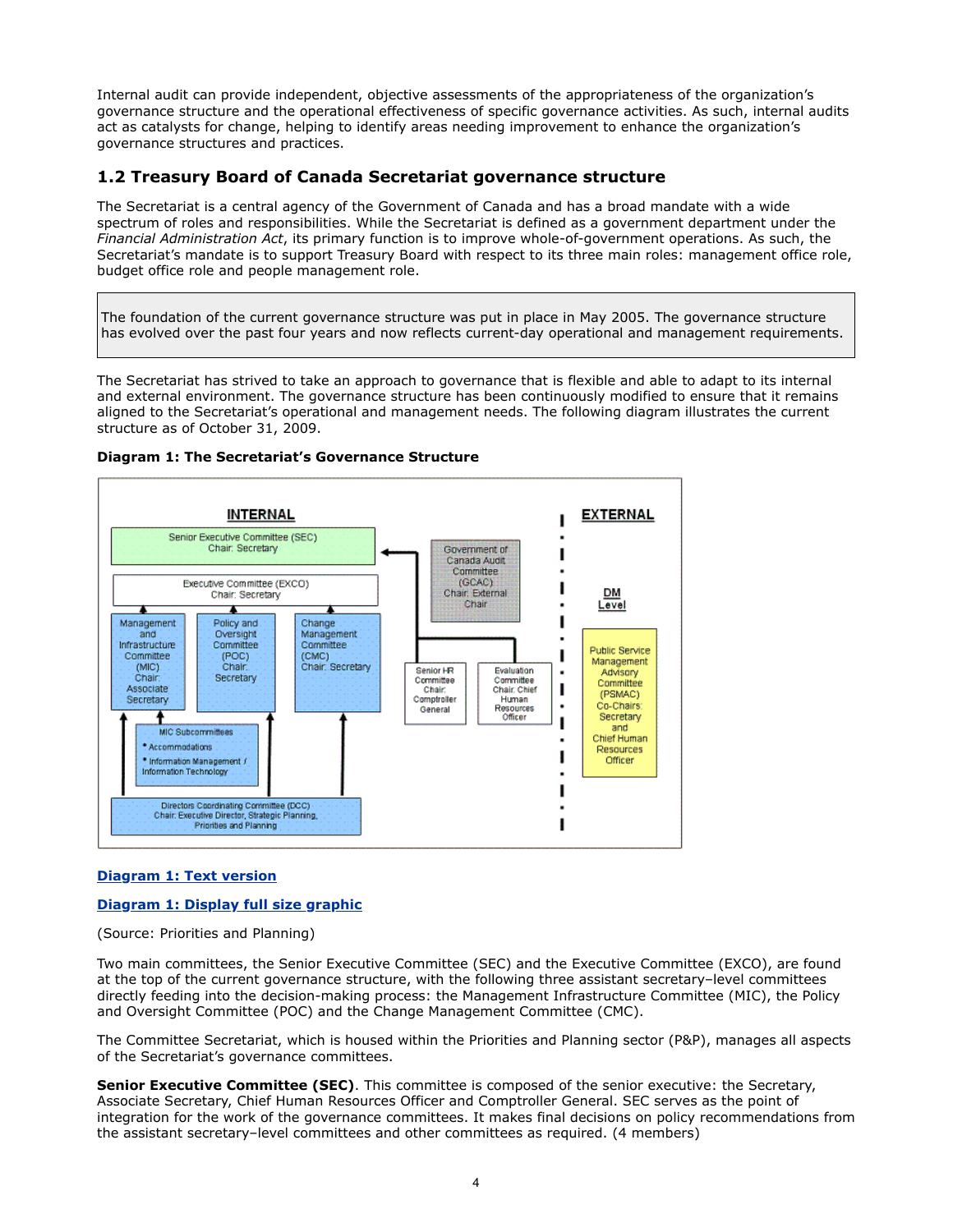Internal audit can provide independent, objective assessments of the appropriateness of the organization's governance structure and the operational effectiveness of specific governance activities. As such, internal audits act as catalysts for change, helping to identify areas needing improvement to enhance the organization's governance structures and practices.

## 1.2 Treasury Board of Canada Secretariat governance structure

The Secretariat is a central agency of the Government of Canada and has a broad mandate with a wide spectrum of roles and responsibilities. While the Secretariat is defined as a government department under the *Financial Administration Act*, its primary function is to improve whole-of-government operations. As such, the Secretariat's mandate is to support Treasury Board with respect to its three main roles: management office role, budget office role and people management role.

> The foundation of the current governance structure was put in place in May 2005. The governance structure has evolved over the past four years and now reflects current-day operational and management requirements.

The Secretariat has strived to take an approach to governance that is flexible and able to adapt to its internal and external environment. The governance structure has been continuously modified to ensure that it remains aligned to the Secretariat's operational and management needs. The following diagram illustrates the current structure as of October 31, 2009.

**Diagram 1: The Secretariat's Governance Structure**

INTERNAL

Senior Executive Committee (SEC) Chair: Secretary

Executive Committee (EXCO) Chair: Secretary

Management and Infrastructure Committee (MIC) Chair: Associate Secretary

Policy and Oversight Committee (POC) Chair: Secretary

Change Management Committee (CMC) Chair: Secretary

MIC Subcommittees
- Accommodations
- Information Management / Information Technology

Directors Coordinating Committee (DCC) Chair: Executive Director, Strategic Planning, Priorities and Planning

Government of Canada Audit Committee (GCAC) Chair: External Chair

Senior HR Committee Chair: Comptroller General

Evaluation Committee Chair: Chief Human Resources Officer

EXTERNAL

DM Level

Public Service Management Advisory Committee (PSMAC) Co-Chairs: Secretary and Chief Human Resources Officer

**Diagram 1: Text version**

**Diagram 1: Display full size graphic**

(Source: Priorities and Planning)

Two main committees, the Senior Executive Committee (SEC) and the Executive Committee (EXCO), are found at the top of the current governance structure, with the following three assistant secretary–level committees directly feeding into the decision-making process: the Management Infrastructure Committee (MIC), the Policy and Oversight Committee (POC) and the Change Management Committee (CMC).

The Committee Secretariat, which is housed within the Priorities and Planning sector (P&P), manages all aspects of the Secretariat's governance committees.

**Senior Executive Committee (SEC)**. This committee is composed of the senior executive: the Secretary, Associate Secretary, Chief Human Resources Officer and Comptroller General. SEC serves as the point of integration for the work of the governance committees. It makes final decisions on policy recommendations from the assistant secretary–level committees and other committees as required. (4 members)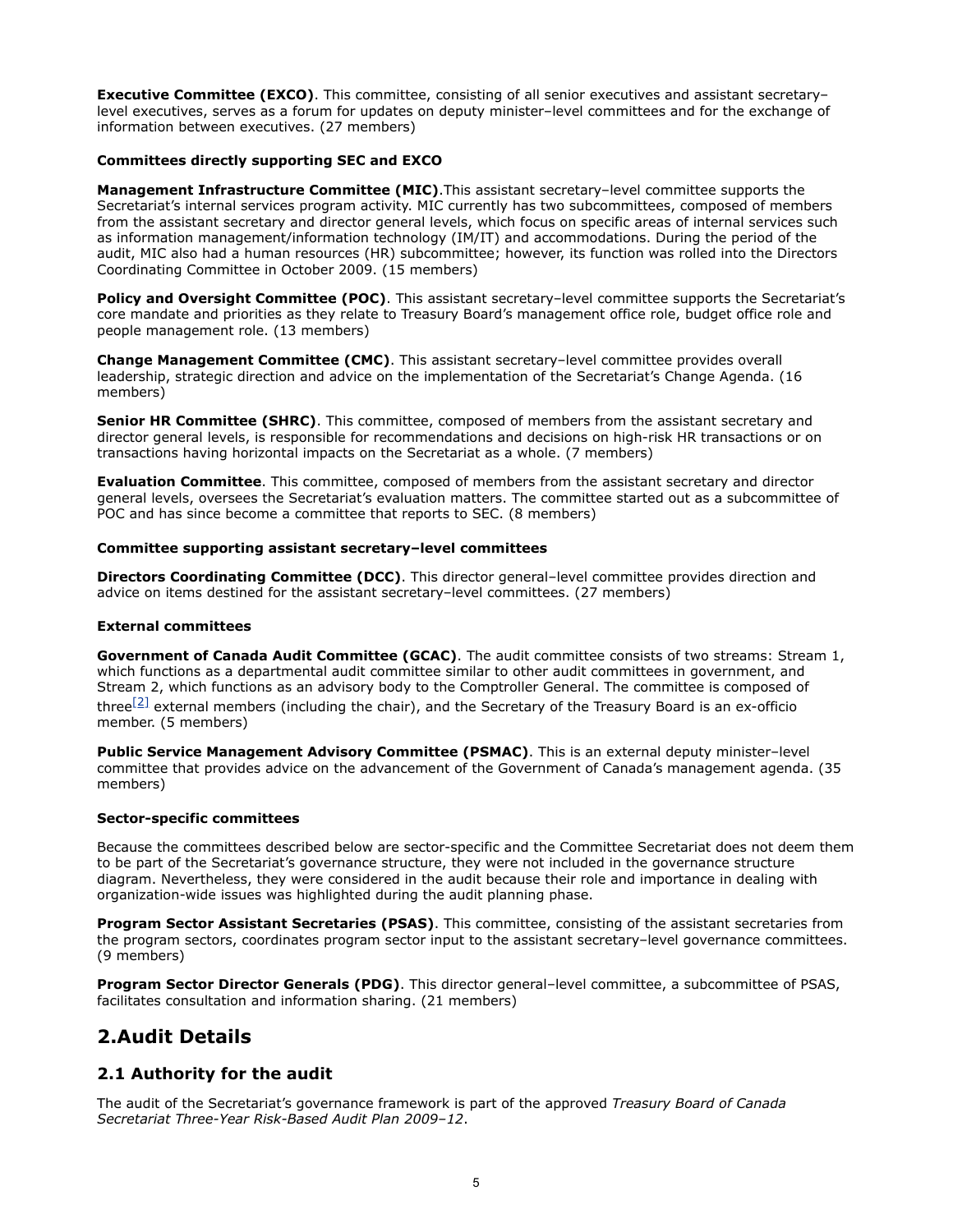**Executive Committee (EXCO)**. This committee, consisting of all senior executives and assistant secretary–level executives, serves as a forum for updates on deputy minister–level committees and for the exchange of information between executives. (27 members)

**Committees directly supporting SEC and EXCO**

**Management Infrastructure Committee (MIC)**.This assistant secretary–level committee supports the Secretariat's internal services program activity. MIC currently has two subcommittees, composed of members from the assistant secretary and director general levels, which focus on specific areas of internal services such as information management/information technology (IM/IT) and accommodations. During the period of the audit, MIC also had a human resources (HR) subcommittee; however, its function was rolled into the Directors Coordinating Committee in October 2009. (15 members)

**Policy and Oversight Committee (POC)**. This assistant secretary–level committee supports the Secretariat's core mandate and priorities as they relate to Treasury Board's management office role, budget office role and people management role. (13 members)

**Change Management Committee (CMC)**. This assistant secretary–level committee provides overall leadership, strategic direction and advice on the implementation of the Secretariat's Change Agenda. (16 members)

**Senior HR Committee (SHRC)**. This committee, composed of members from the assistant secretary and director general levels, is responsible for recommendations and decisions on high-risk HR transactions or on transactions having horizontal impacts on the Secretariat as a whole. (7 members)

**Evaluation Committee**. This committee, composed of members from the assistant secretary and director general levels, oversees the Secretariat's evaluation matters. The committee started out as a subcommittee of POC and has since become a committee that reports to SEC. (8 members)

**Committee supporting assistant secretary–level committees**

**Directors Coordinating Committee (DCC)**. This director general–level committee provides direction and advice on items destined for the assistant secretary–level committees. (27 members)

**External committees**

**Government of Canada Audit Committee (GCAC)**. The audit committee consists of two streams: Stream 1, which functions as a departmental audit committee similar to other audit committees in government, and Stream 2, which functions as an advisory body to the Comptroller General. The committee is composed of three[2] external members (including the chair), and the Secretary of the Treasury Board is an ex-officio member. (5 members)

**Public Service Management Advisory Committee (PSMAC)**. This is an external deputy minister–level committee that provides advice on the advancement of the Government of Canada's management agenda. (35 members)

**Sector-specific committees**

Because the committees described below are sector-specific and the Committee Secretariat does not deem them to be part of the Secretariat's governance structure, they were not included in the governance structure diagram. Nevertheless, they were considered in the audit because their role and importance in dealing with organization-wide issues was highlighted during the audit planning phase.

**Program Sector Assistant Secretaries (PSAS)**. This committee, consisting of the assistant secretaries from the program sectors, coordinates program sector input to the assistant secretary–level governance committees. (9 members)

**Program Sector Director Generals (PDG)**. This director general–level committee, a subcommittee of PSAS, facilitates consultation and information sharing. (21 members)

## 2.Audit Details

### 2.1 Authority for the audit

The audit of the Secretariat's governance framework is part of the approved *Treasury Board of Canada Secretariat Three-Year Risk-Based Audit Plan 2009–12*.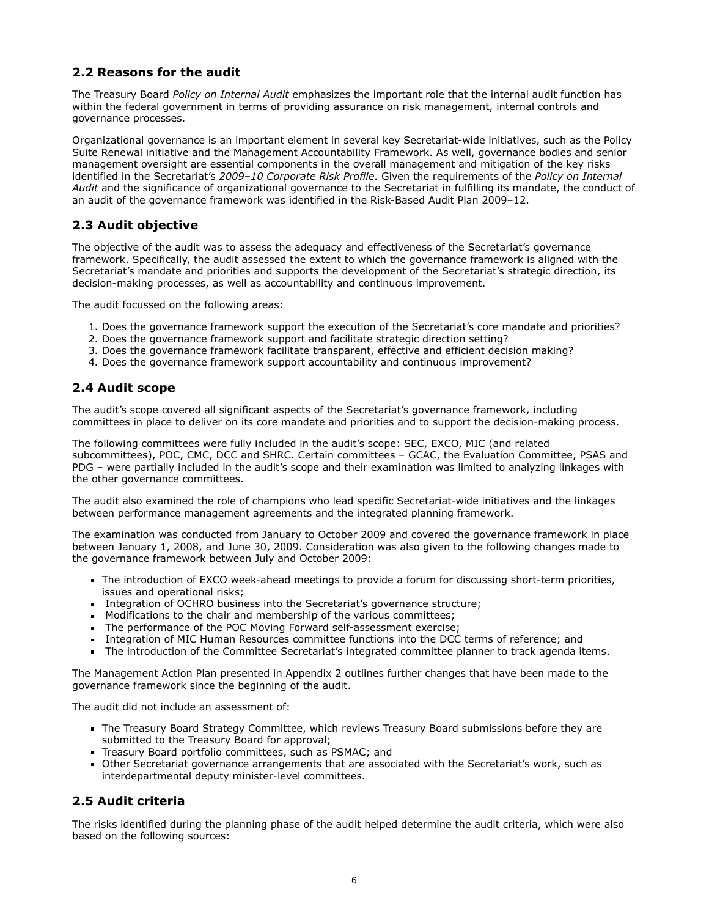## 2.2 Reasons for the audit

The Treasury Board *Policy on Internal Audit* emphasizes the important role that the internal audit function has within the federal government in terms of providing assurance on risk management, internal controls and governance processes.

Organizational governance is an important element in several key Secretariat-wide initiatives, such as the Policy Suite Renewal initiative and the Management Accountability Framework. As well, governance bodies and senior management oversight are essential components in the overall management and mitigation of the key risks identified in the Secretariat's *2009–10 Corporate Risk Profile*. Given the requirements of the *Policy on Internal Audit* and the significance of organizational governance to the Secretariat in fulfilling its mandate, the conduct of an audit of the governance framework was identified in the Risk-Based Audit Plan 2009–12.

## 2.3 Audit objective

The objective of the audit was to assess the adequacy and effectiveness of the Secretariat's governance framework. Specifically, the audit assessed the extent to which the governance framework is aligned with the Secretariat's mandate and priorities and supports the development of the Secretariat's strategic direction, its decision-making processes, as well as accountability and continuous improvement.

The audit focussed on the following areas:

1. Does the governance framework support the execution of the Secretariat's core mandate and priorities?
2. Does the governance framework support and facilitate strategic direction setting?
3. Does the governance framework facilitate transparent, effective and efficient decision making?
4. Does the governance framework support accountability and continuous improvement?

## 2.4 Audit scope

The audit's scope covered all significant aspects of the Secretariat's governance framework, including committees in place to deliver on its core mandate and priorities and to support the decision-making process.

The following committees were fully included in the audit's scope: SEC, EXCO, MIC (and related subcommittees), POC, CMC, DCC and SHRC. Certain committees – GCAC, the Evaluation Committee, PSAS and PDG – were partially included in the audit's scope and their examination was limited to analyzing linkages with the other governance committees.

The audit also examined the role of champions who lead specific Secretariat-wide initiatives and the linkages between performance management agreements and the integrated planning framework.

The examination was conducted from January to October 2009 and covered the governance framework in place between January 1, 2008, and June 30, 2009. Consideration was also given to the following changes made to the governance framework between July and October 2009:

- The introduction of EXCO week-ahead meetings to provide a forum for discussing short-term priorities, issues and operational risks;
- Integration of OCHRO business into the Secretariat's governance structure;
- Modifications to the chair and membership of the various committees;
- The performance of the POC Moving Forward self-assessment exercise;
- Integration of MIC Human Resources committee functions into the DCC terms of reference; and
- The introduction of the Committee Secretariat's integrated committee planner to track agenda items.

The Management Action Plan presented in Appendix 2 outlines further changes that have been made to the governance framework since the beginning of the audit.

The audit did not include an assessment of:

- The Treasury Board Strategy Committee, which reviews Treasury Board submissions before they are submitted to the Treasury Board for approval;
- Treasury Board portfolio committees, such as PSMAC; and
- Other Secretariat governance arrangements that are associated with the Secretariat's work, such as interdepartmental deputy minister-level committees.

## 2.5 Audit criteria

The risks identified during the planning phase of the audit helped determine the audit criteria, which were also based on the following sources: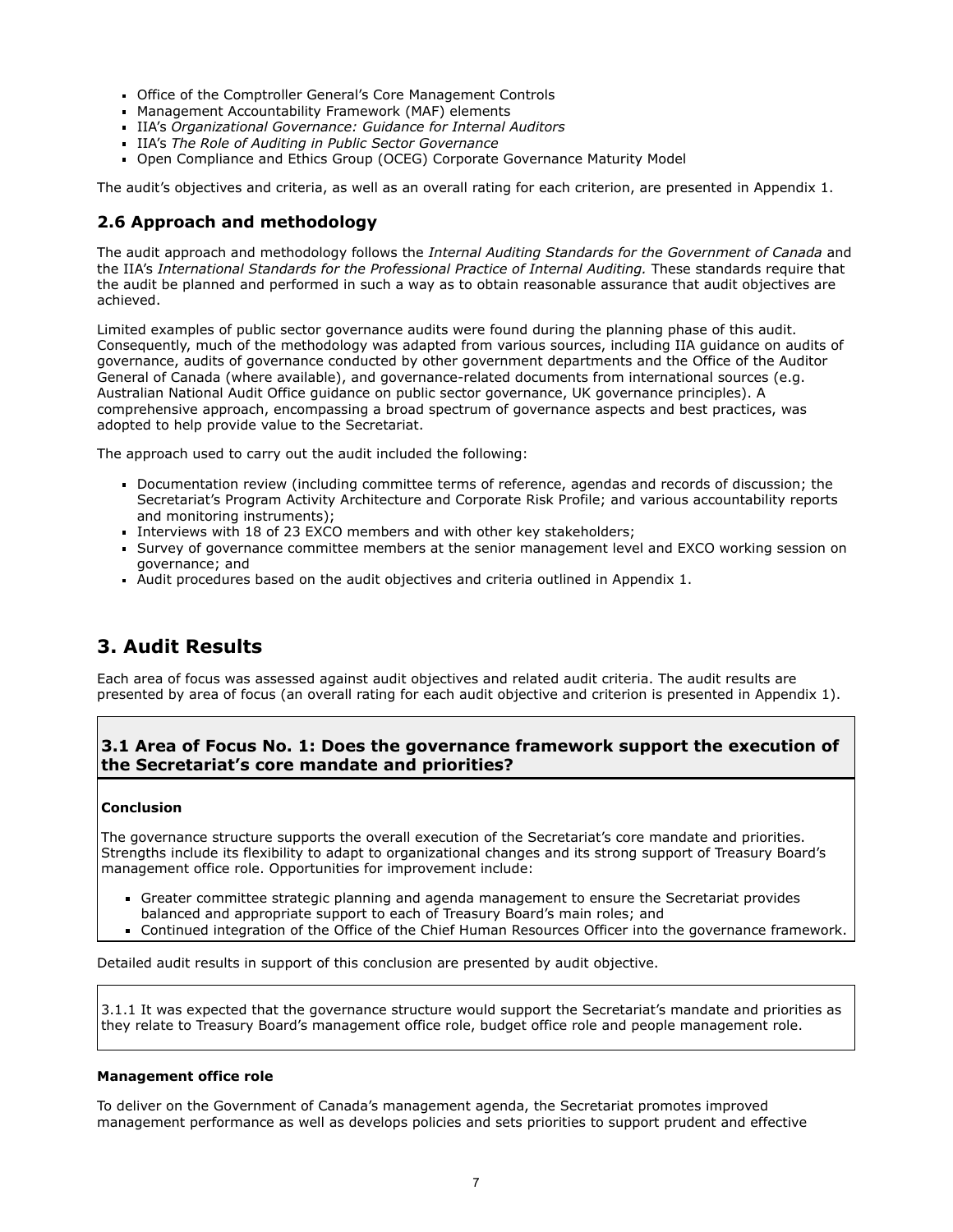- Office of the Comptroller General's Core Management Controls
- Management Accountability Framework (MAF) elements
- IIA's *Organizational Governance: Guidance for Internal Auditors*
- IIA's *The Role of Auditing in Public Sector Governance*
- Open Compliance and Ethics Group (OCEG) Corporate Governance Maturity Model

The audit's objectives and criteria, as well as an overall rating for each criterion, are presented in Appendix 1.

## 2.6 Approach and methodology

The audit approach and methodology follows the *Internal Auditing Standards for the Government of Canada* and the IIA's *International Standards for the Professional Practice of Internal Auditing.* These standards require that the audit be planned and performed in such a way as to obtain reasonable assurance that audit objectives are achieved.

Limited examples of public sector governance audits were found during the planning phase of this audit. Consequently, much of the methodology was adapted from various sources, including IIA guidance on audits of governance, audits of governance conducted by other government departments and the Office of the Auditor General of Canada (where available), and governance-related documents from international sources (e.g. Australian National Audit Office guidance on public sector governance, UK governance principles). A comprehensive approach, encompassing a broad spectrum of governance aspects and best practices, was adopted to help provide value to the Secretariat.

The approach used to carry out the audit included the following:

- Documentation review (including committee terms of reference, agendas and records of discussion; the Secretariat's Program Activity Architecture and Corporate Risk Profile; and various accountability reports and monitoring instruments);
- Interviews with 18 of 23 EXCO members and with other key stakeholders;
- Survey of governance committee members at the senior management level and EXCO working session on governance; and
- Audit procedures based on the audit objectives and criteria outlined in Appendix 1.

# 3. Audit Results

Each area of focus was assessed against audit objectives and related audit criteria. The audit results are presented by area of focus (an overall rating for each audit objective and criterion is presented in Appendix 1).

## 3.1 Area of Focus No. 1: Does the governance framework support the execution of the Secretariat's core mandate and priorities?

**Conclusion**

The governance structure supports the overall execution of the Secretariat's core mandate and priorities. Strengths include its flexibility to adapt to organizational changes and its strong support of Treasury Board's management office role. Opportunities for improvement include:

- Greater committee strategic planning and agenda management to ensure the Secretariat provides balanced and appropriate support to each of Treasury Board's main roles; and
- Continued integration of the Office of the Chief Human Resources Officer into the governance framework.

Detailed audit results in support of this conclusion are presented by audit objective.

3.1.1 It was expected that the governance structure would support the Secretariat's mandate and priorities as they relate to Treasury Board's management office role, budget office role and people management role.

**Management office role**

To deliver on the Government of Canada's management agenda, the Secretariat promotes improved management performance as well as develops policies and sets priorities to support prudent and effective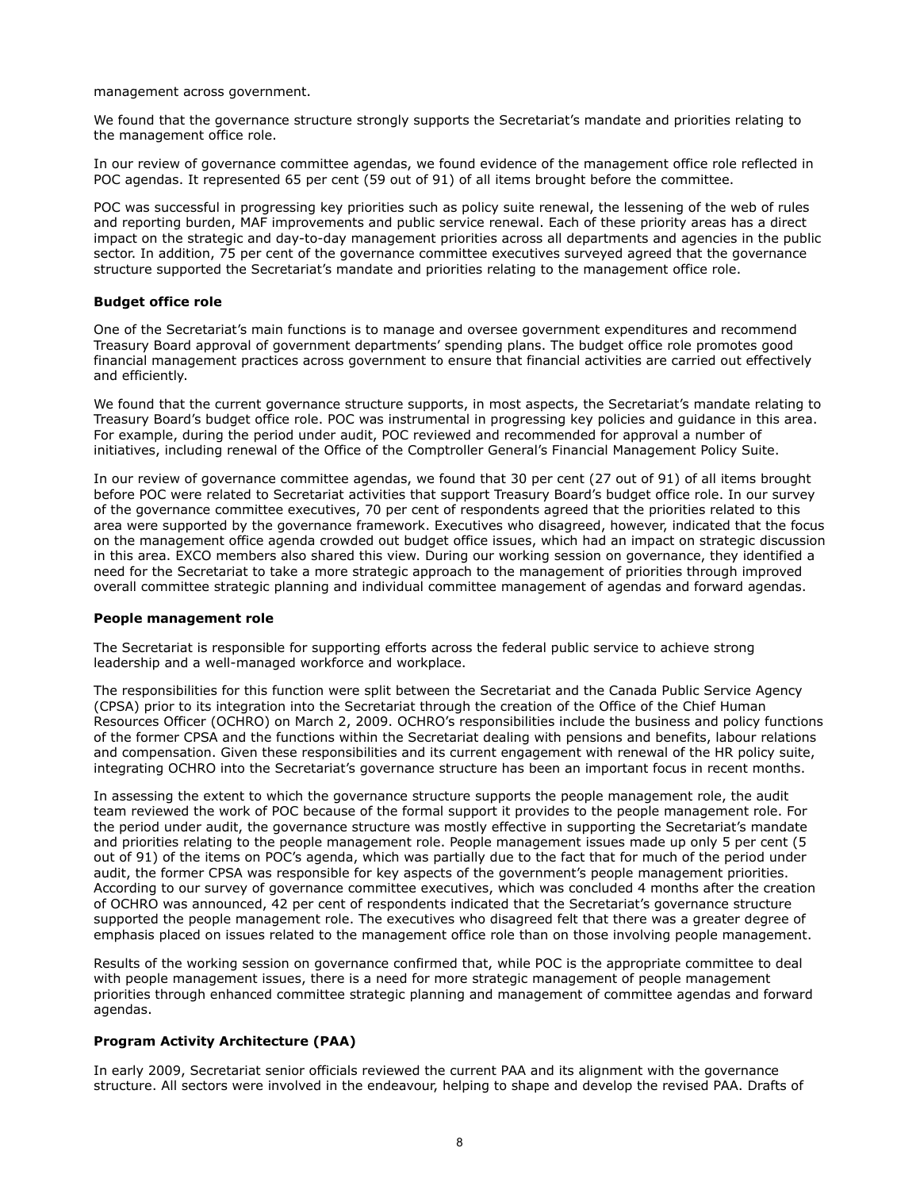management across government.

We found that the governance structure strongly supports the Secretariat's mandate and priorities relating to the management office role.

In our review of governance committee agendas, we found evidence of the management office role reflected in POC agendas. It represented 65 per cent (59 out of 91) of all items brought before the committee.

POC was successful in progressing key priorities such as policy suite renewal, the lessening of the web of rules and reporting burden, MAF improvements and public service renewal. Each of these priority areas has a direct impact on the strategic and day-to-day management priorities across all departments and agencies in the public sector. In addition, 75 per cent of the governance committee executives surveyed agreed that the governance structure supported the Secretariat's mandate and priorities relating to the management office role.

**Budget office role**

One of the Secretariat's main functions is to manage and oversee government expenditures and recommend Treasury Board approval of government departments' spending plans. The budget office role promotes good financial management practices across government to ensure that financial activities are carried out effectively and efficiently.

We found that the current governance structure supports, in most aspects, the Secretariat's mandate relating to Treasury Board's budget office role. POC was instrumental in progressing key policies and guidance in this area. For example, during the period under audit, POC reviewed and recommended for approval a number of initiatives, including renewal of the Office of the Comptroller General's Financial Management Policy Suite.

In our review of governance committee agendas, we found that 30 per cent (27 out of 91) of all items brought before POC were related to Secretariat activities that support Treasury Board's budget office role. In our survey of the governance committee executives, 70 per cent of respondents agreed that the priorities related to this area were supported by the governance framework. Executives who disagreed, however, indicated that the focus on the management office agenda crowded out budget office issues, which had an impact on strategic discussion in this area. EXCO members also shared this view. During our working session on governance, they identified a need for the Secretariat to take a more strategic approach to the management of priorities through improved overall committee strategic planning and individual committee management of agendas and forward agendas.

**People management role**

The Secretariat is responsible for supporting efforts across the federal public service to achieve strong leadership and a well-managed workforce and workplace.

The responsibilities for this function were split between the Secretariat and the Canada Public Service Agency (CPSA) prior to its integration into the Secretariat through the creation of the Office of the Chief Human Resources Officer (OCHRO) on March 2, 2009. OCHRO's responsibilities include the business and policy functions of the former CPSA and the functions within the Secretariat dealing with pensions and benefits, labour relations and compensation. Given these responsibilities and its current engagement with renewal of the HR policy suite, integrating OCHRO into the Secretariat's governance structure has been an important focus in recent months.

In assessing the extent to which the governance structure supports the people management role, the audit team reviewed the work of POC because of the formal support it provides to the people management role. For the period under audit, the governance structure was mostly effective in supporting the Secretariat's mandate and priorities relating to the people management role. People management issues made up only 5 per cent (5 out of 91) of the items on POC's agenda, which was partially due to the fact that for much of the period under audit, the former CPSA was responsible for key aspects of the government's people management priorities. According to our survey of governance committee executives, which was concluded 4 months after the creation of OCHRO was announced, 42 per cent of respondents indicated that the Secretariat's governance structure supported the people management role. The executives who disagreed felt that there was a greater degree of emphasis placed on issues related to the management office role than on those involving people management.

Results of the working session on governance confirmed that, while POC is the appropriate committee to deal with people management issues, there is a need for more strategic management of people management priorities through enhanced committee strategic planning and management of committee agendas and forward agendas.

**Program Activity Architecture (PAA)**

In early 2009, Secretariat senior officials reviewed the current PAA and its alignment with the governance structure. All sectors were involved in the endeavour, helping to shape and develop the revised PAA. Drafts of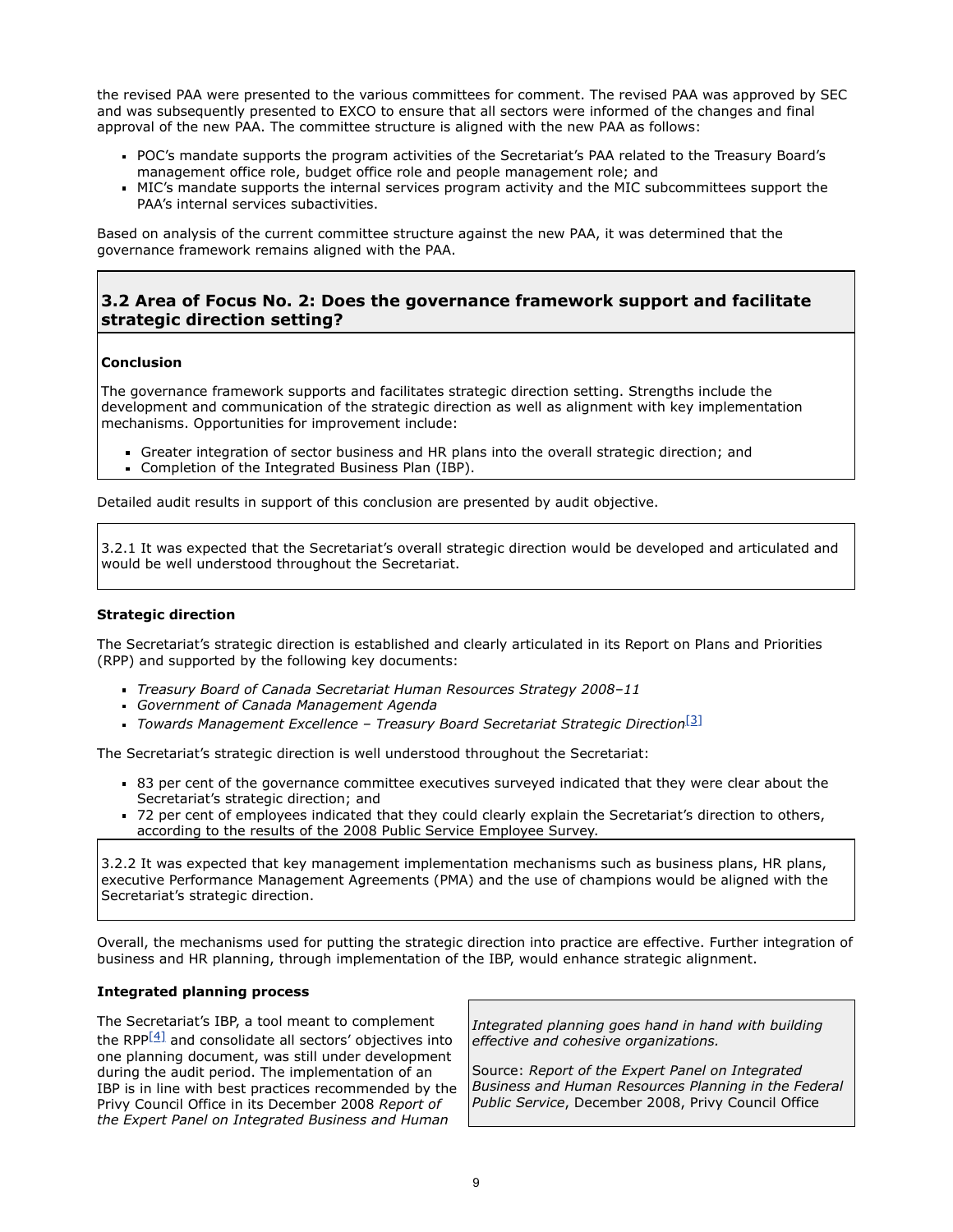the revised PAA were presented to the various committees for comment. The revised PAA was approved by SEC and was subsequently presented to EXCO to ensure that all sectors were informed of the changes and final approval of the new PAA. The committee structure is aligned with the new PAA as follows:

- POC's mandate supports the program activities of the Secretariat's PAA related to the Treasury Board's management office role, budget office role and people management role; and
- MIC's mandate supports the internal services program activity and the MIC subcommittees support the PAA's internal services subactivities.

Based on analysis of the current committee structure against the new PAA, it was determined that the governance framework remains aligned with the PAA.

## 3.2 Area of Focus No. 2: Does the governance framework support and facilitate strategic direction setting?

**Conclusion**

The governance framework supports and facilitates strategic direction setting. Strengths include the development and communication of the strategic direction as well as alignment with key implementation mechanisms. Opportunities for improvement include:

- Greater integration of sector business and HR plans into the overall strategic direction; and
- Completion of the Integrated Business Plan (IBP).

Detailed audit results in support of this conclusion are presented by audit objective.

3.2.1 It was expected that the Secretariat's overall strategic direction would be developed and articulated and would be well understood throughout the Secretariat.

**Strategic direction**

The Secretariat's strategic direction is established and clearly articulated in its Report on Plans and Priorities (RPP) and supported by the following key documents:

- *Treasury Board of Canada Secretariat Human Resources Strategy 2008–11*
- *Government of Canada Management Agenda*
- *Towards Management Excellence – Treasury Board Secretariat Strategic Direction*[3]

The Secretariat's strategic direction is well understood throughout the Secretariat:

- 83 per cent of the governance committee executives surveyed indicated that they were clear about the Secretariat's strategic direction; and
- 72 per cent of employees indicated that they could clearly explain the Secretariat's direction to others, according to the results of the 2008 Public Service Employee Survey.

3.2.2 It was expected that key management implementation mechanisms such as business plans, HR plans, executive Performance Management Agreements (PMA) and the use of champions would be aligned with the Secretariat's strategic direction.

Overall, the mechanisms used for putting the strategic direction into practice are effective. Further integration of business and HR planning, through implementation of the IBP, would enhance strategic alignment.

**Integrated planning process**

The Secretariat's IBP, a tool meant to complement the RPP[4] and consolidate all sectors' objectives into one planning document, was still under development during the audit period. The implementation of an IBP is in line with best practices recommended by the Privy Council Office in its December 2008 *Report of the Expert Panel on Integrated Business and Human*

*Integrated planning goes hand in hand with building effective and cohesive organizations.*

Source: *Report of the Expert Panel on Integrated Business and Human Resources Planning in the Federal Public Service*, December 2008, Privy Council Office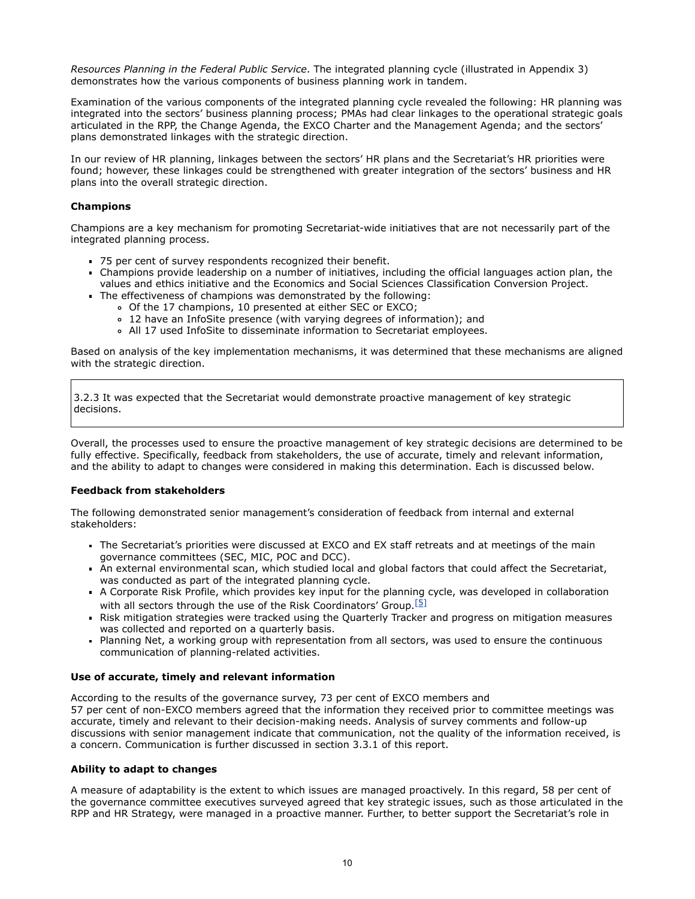*Resources Planning in the Federal Public Service*. The integrated planning cycle (illustrated in Appendix 3) demonstrates how the various components of business planning work in tandem.

Examination of the various components of the integrated planning cycle revealed the following: HR planning was integrated into the sectors' business planning process; PMAs had clear linkages to the operational strategic goals articulated in the RPP, the Change Agenda, the EXCO Charter and the Management Agenda; and the sectors' plans demonstrated linkages with the strategic direction.

In our review of HR planning, linkages between the sectors' HR plans and the Secretariat's HR priorities were found; however, these linkages could be strengthened with greater integration of the sectors' business and HR plans into the overall strategic direction.

**Champions**

Champions are a key mechanism for promoting Secretariat-wide initiatives that are not necessarily part of the integrated planning process.

- 75 per cent of survey respondents recognized their benefit.
- Champions provide leadership on a number of initiatives, including the official languages action plan, the values and ethics initiative and the Economics and Social Sciences Classification Conversion Project.
- The effectiveness of champions was demonstrated by the following:
  - Of the 17 champions, 10 presented at either SEC or EXCO;
  - 12 have an InfoSite presence (with varying degrees of information); and
  - All 17 used InfoSite to disseminate information to Secretariat employees.

Based on analysis of the key implementation mechanisms, it was determined that these mechanisms are aligned with the strategic direction.

3.2.3 It was expected that the Secretariat would demonstrate proactive management of key strategic decisions.

Overall, the processes used to ensure the proactive management of key strategic decisions are determined to be fully effective. Specifically, feedback from stakeholders, the use of accurate, timely and relevant information, and the ability to adapt to changes were considered in making this determination. Each is discussed below.

**Feedback from stakeholders**

The following demonstrated senior management's consideration of feedback from internal and external stakeholders:

- The Secretariat's priorities were discussed at EXCO and EX staff retreats and at meetings of the main governance committees (SEC, MIC, POC and DCC).
- An external environmental scan, which studied local and global factors that could affect the Secretariat, was conducted as part of the integrated planning cycle.
- A Corporate Risk Profile, which provides key input for the planning cycle, was developed in collaboration with all sectors through the use of the Risk Coordinators' Group.[5]
- Risk mitigation strategies were tracked using the Quarterly Tracker and progress on mitigation measures was collected and reported on a quarterly basis.
- Planning Net, a working group with representation from all sectors, was used to ensure the continuous communication of planning-related activities.

**Use of accurate, timely and relevant information**

According to the results of the governance survey, 73 per cent of EXCO members and 57 per cent of non-EXCO members agreed that the information they received prior to committee meetings was accurate, timely and relevant to their decision-making needs. Analysis of survey comments and follow-up discussions with senior management indicate that communication, not the quality of the information received, is a concern. Communication is further discussed in section 3.3.1 of this report.

**Ability to adapt to changes**

A measure of adaptability is the extent to which issues are managed proactively. In this regard, 58 per cent of the governance committee executives surveyed agreed that key strategic issues, such as those articulated in the RPP and HR Strategy, were managed in a proactive manner. Further, to better support the Secretariat's role in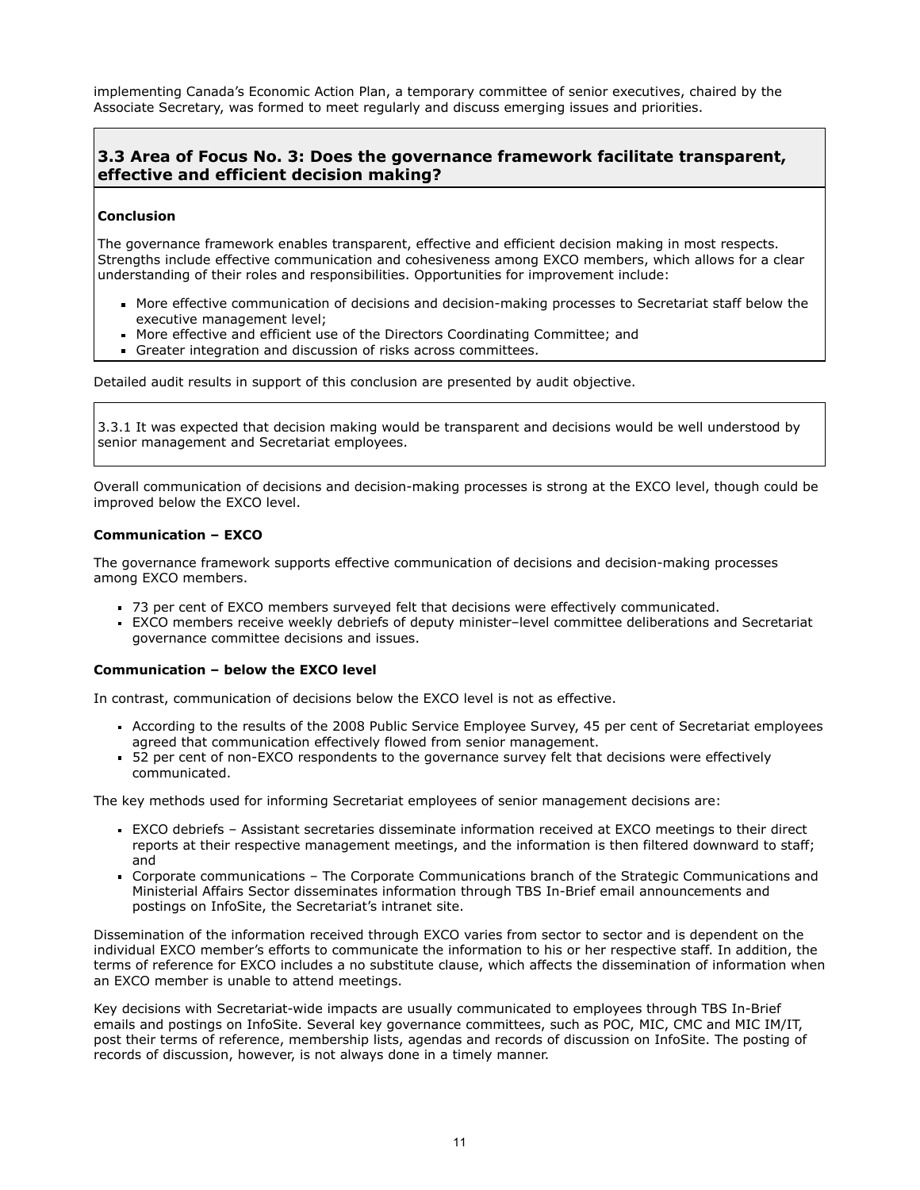implementing Canada's Economic Action Plan, a temporary committee of senior executives, chaired by the Associate Secretary, was formed to meet regularly and discuss emerging issues and priorities.

### 3.3 Area of Focus No. 3: Does the governance framework facilitate transparent, effective and efficient decision making?

**Conclusion**

The governance framework enables transparent, effective and efficient decision making in most respects. Strengths include effective communication and cohesiveness among EXCO members, which allows for a clear understanding of their roles and responsibilities. Opportunities for improvement include:

- More effective communication of decisions and decision-making processes to Secretariat staff below the executive management level;
- More effective and efficient use of the Directors Coordinating Committee; and
- Greater integration and discussion of risks across committees.

Detailed audit results in support of this conclusion are presented by audit objective.

3.3.1 It was expected that decision making would be transparent and decisions would be well understood by senior management and Secretariat employees.

Overall communication of decisions and decision-making processes is strong at the EXCO level, though could be improved below the EXCO level.

**Communication – EXCO**

The governance framework supports effective communication of decisions and decision-making processes among EXCO members.

- 73 per cent of EXCO members surveyed felt that decisions were effectively communicated.
- EXCO members receive weekly debriefs of deputy minister–level committee deliberations and Secretariat governance committee decisions and issues.

**Communication – below the EXCO level**

In contrast, communication of decisions below the EXCO level is not as effective.

- According to the results of the 2008 Public Service Employee Survey, 45 per cent of Secretariat employees agreed that communication effectively flowed from senior management.
- 52 per cent of non-EXCO respondents to the governance survey felt that decisions were effectively communicated.

The key methods used for informing Secretariat employees of senior management decisions are:

- EXCO debriefs – Assistant secretaries disseminate information received at EXCO meetings to their direct reports at their respective management meetings, and the information is then filtered downward to staff; and
- Corporate communications – The Corporate Communications branch of the Strategic Communications and Ministerial Affairs Sector disseminates information through TBS In-Brief email announcements and postings on InfoSite, the Secretariat's intranet site.

Dissemination of the information received through EXCO varies from sector to sector and is dependent on the individual EXCO member's efforts to communicate the information to his or her respective staff. In addition, the terms of reference for EXCO includes a no substitute clause, which affects the dissemination of information when an EXCO member is unable to attend meetings.

Key decisions with Secretariat-wide impacts are usually communicated to employees through TBS In-Brief emails and postings on InfoSite. Several key governance committees, such as POC, MIC, CMC and MIC IM/IT, post their terms of reference, membership lists, agendas and records of discussion on InfoSite. The posting of records of discussion, however, is not always done in a timely manner.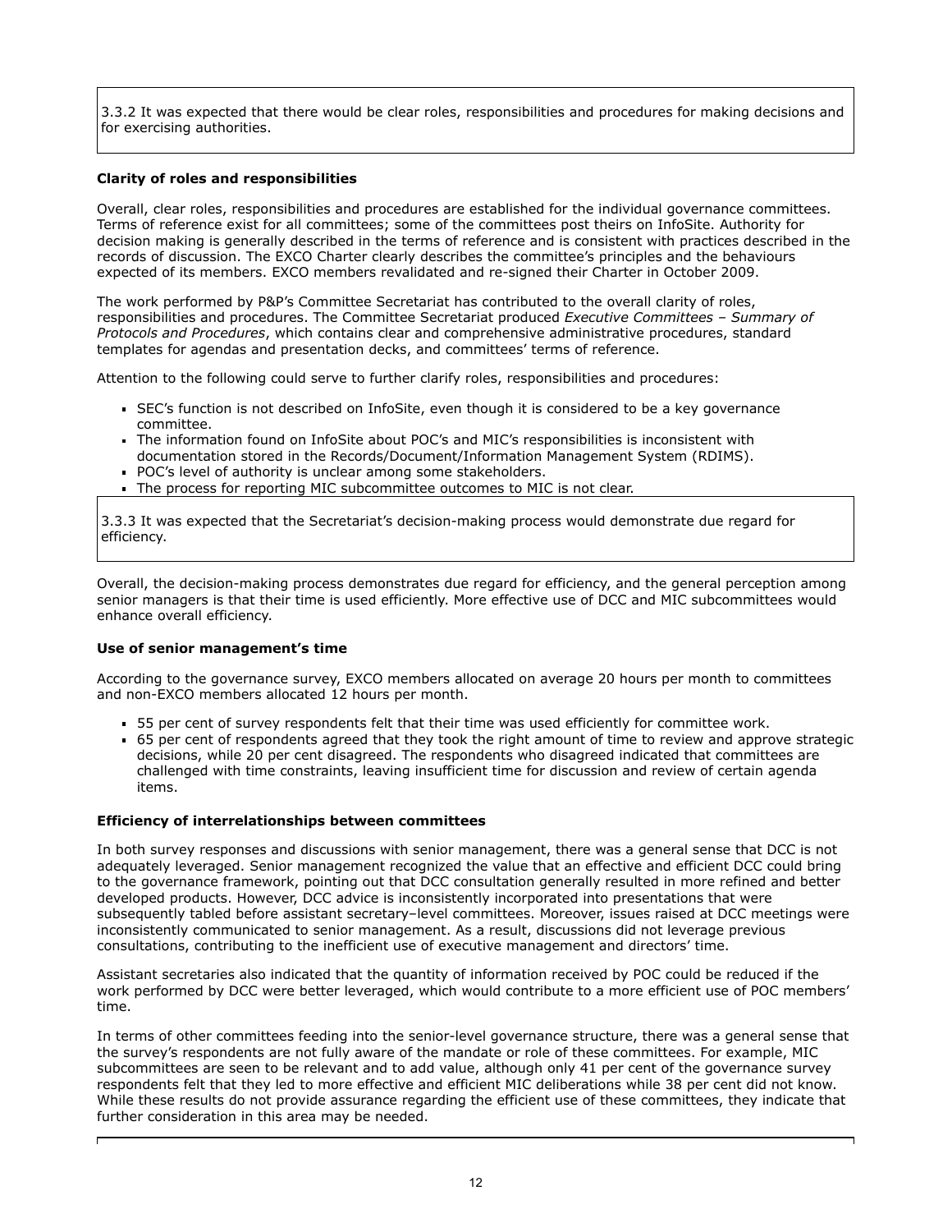3.3.2 It was expected that there would be clear roles, responsibilities and procedures for making decisions and for exercising authorities.

**Clarity of roles and responsibilities**

Overall, clear roles, responsibilities and procedures are established for the individual governance committees. Terms of reference exist for all committees; some of the committees post theirs on InfoSite. Authority for decision making is generally described in the terms of reference and is consistent with practices described in the records of discussion. The EXCO Charter clearly describes the committee's principles and the behaviours expected of its members. EXCO members revalidated and re-signed their Charter in October 2009.

The work performed by P&P's Committee Secretariat has contributed to the overall clarity of roles, responsibilities and procedures. The Committee Secretariat produced *Executive Committees – Summary of Protocols and Procedures*, which contains clear and comprehensive administrative procedures, standard templates for agendas and presentation decks, and committees' terms of reference.

Attention to the following could serve to further clarify roles, responsibilities and procedures:

- SEC's function is not described on InfoSite, even though it is considered to be a key governance committee.
- The information found on InfoSite about POC's and MIC's responsibilities is inconsistent with documentation stored in the Records/Document/Information Management System (RDIMS).
- POC's level of authority is unclear among some stakeholders.
- The process for reporting MIC subcommittee outcomes to MIC is not clear.

3.3.3 It was expected that the Secretariat's decision-making process would demonstrate due regard for efficiency.

Overall, the decision-making process demonstrates due regard for efficiency, and the general perception among senior managers is that their time is used efficiently. More effective use of DCC and MIC subcommittees would enhance overall efficiency.

**Use of senior management's time**

According to the governance survey, EXCO members allocated on average 20 hours per month to committees and non-EXCO members allocated 12 hours per month.

- 55 per cent of survey respondents felt that their time was used efficiently for committee work.
- 65 per cent of respondents agreed that they took the right amount of time to review and approve strategic decisions, while 20 per cent disagreed. The respondents who disagreed indicated that committees are challenged with time constraints, leaving insufficient time for discussion and review of certain agenda items.

**Efficiency of interrelationships between committees**

In both survey responses and discussions with senior management, there was a general sense that DCC is not adequately leveraged. Senior management recognized the value that an effective and efficient DCC could bring to the governance framework, pointing out that DCC consultation generally resulted in more refined and better developed products. However, DCC advice is inconsistently incorporated into presentations that were subsequently tabled before assistant secretary–level committees. Moreover, issues raised at DCC meetings were inconsistently communicated to senior management. As a result, discussions did not leverage previous consultations, contributing to the inefficient use of executive management and directors' time.

Assistant secretaries also indicated that the quantity of information received by POC could be reduced if the work performed by DCC were better leveraged, which would contribute to a more efficient use of POC members' time.

In terms of other committees feeding into the senior-level governance structure, there was a general sense that the survey's respondents are not fully aware of the mandate or role of these committees. For example, MIC subcommittees are seen to be relevant and to add value, although only 41 per cent of the governance survey respondents felt that they led to more effective and efficient MIC deliberations while 38 per cent did not know. While these results do not provide assurance regarding the efficient use of these committees, they indicate that further consideration in this area may be needed.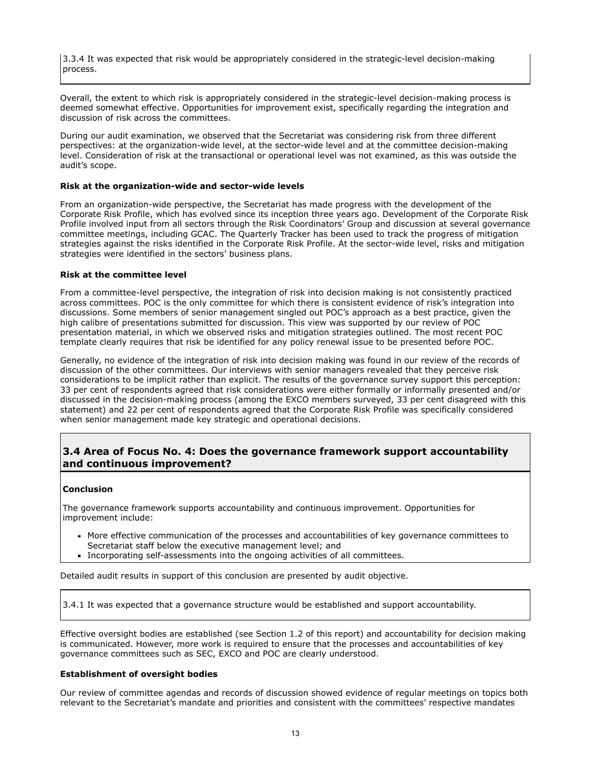3.3.4 It was expected that risk would be appropriately considered in the strategic-level decision-making process.

Overall, the extent to which risk is appropriately considered in the strategic-level decision-making process is deemed somewhat effective. Opportunities for improvement exist, specifically regarding the integration and discussion of risk across the committees.

During our audit examination, we observed that the Secretariat was considering risk from three different perspectives: at the organization-wide level, at the sector-wide level and at the committee decision-making level. Consideration of risk at the transactional or operational level was not examined, as this was outside the audit's scope.

**Risk at the organization-wide and sector-wide levels**

From an organization-wide perspective, the Secretariat has made progress with the development of the Corporate Risk Profile, which has evolved since its inception three years ago. Development of the Corporate Risk Profile involved input from all sectors through the Risk Coordinators' Group and discussion at several governance committee meetings, including GCAC. The Quarterly Tracker has been used to track the progress of mitigation strategies against the risks identified in the Corporate Risk Profile. At the sector-wide level, risks and mitigation strategies were identified in the sectors' business plans.

**Risk at the committee level**

From a committee-level perspective, the integration of risk into decision making is not consistently practiced across committees. POC is the only committee for which there is consistent evidence of risk's integration into discussions. Some members of senior management singled out POC's approach as a best practice, given the high calibre of presentations submitted for discussion. This view was supported by our review of POC presentation material, in which we observed risks and mitigation strategies outlined. The most recent POC template clearly requires that risk be identified for any policy renewal issue to be presented before POC.

Generally, no evidence of the integration of risk into decision making was found in our review of the records of discussion of the other committees. Our interviews with senior managers revealed that they perceive risk considerations to be implicit rather than explicit. The results of the governance survey support this perception: 33 per cent of respondents agreed that risk considerations were either formally or informally presented and/or discussed in the decision-making process (among the EXCO members surveyed, 33 per cent disagreed with this statement) and 22 per cent of respondents agreed that the Corporate Risk Profile was specifically considered when senior management made key strategic and operational decisions.

## 3.4 Area of Focus No. 4: Does the governance framework support accountability and continuous improvement?

**Conclusion**

The governance framework supports accountability and continuous improvement. Opportunities for improvement include:

- More effective communication of the processes and accountabilities of key governance committees to Secretariat staff below the executive management level; and
- Incorporating self-assessments into the ongoing activities of all committees.

Detailed audit results in support of this conclusion are presented by audit objective.

3.4.1 It was expected that a governance structure would be established and support accountability.

Effective oversight bodies are established (see Section 1.2 of this report) and accountability for decision making is communicated. However, more work is required to ensure that the processes and accountabilities of key governance committees such as SEC, EXCO and POC are clearly understood.

**Establishment of oversight bodies**

Our review of committee agendas and records of discussion showed evidence of regular meetings on topics both relevant to the Secretariat's mandate and priorities and consistent with the committees' respective mandates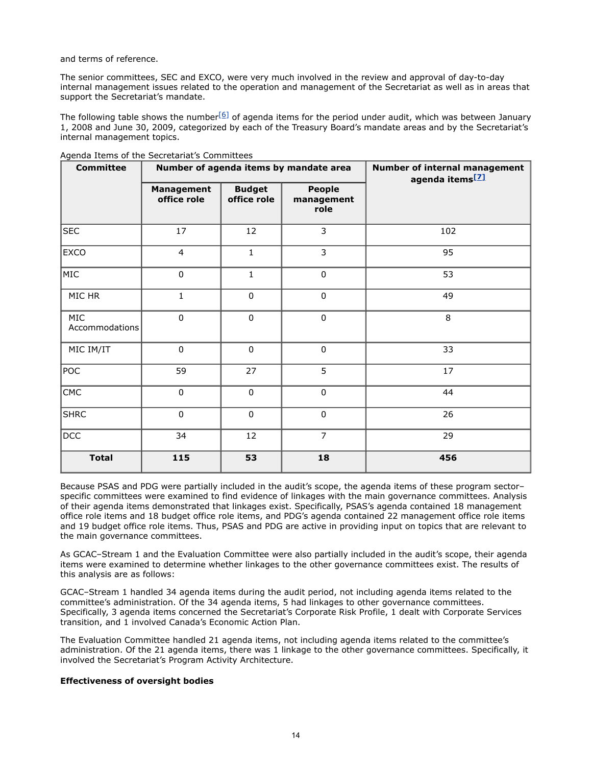and terms of reference.

The senior committees, SEC and EXCO, were very much involved in the review and approval of day-to-day internal management issues related to the operation and management of the Secretariat as well as in areas that support the Secretariat's mandate.

The following table shows the number[6] of agenda items for the period under audit, which was between January 1, 2008 and June 30, 2009, categorized by each of the Treasury Board's mandate areas and by the Secretariat's internal management topics.

Agenda Items of the Secretariat's Committees

| Committee | Number of agenda items by mandate area | | | Number of internal management agenda items[7] |
|---|---|---|---|---|
| | Management office role | Budget office role | People management role | |
| SEC | 17 | 12 | 3 | 102 |
| EXCO | 4 | 1 | 3 | 95 |
| MIC | 0 | 1 | 0 | 53 |
| MIC HR | 1 | 0 | 0 | 49 |
| MIC Accommodations | 0 | 0 | 0 | 8 |
| MIC IM/IT | 0 | 0 | 0 | 33 |
| POC | 59 | 27 | 5 | 17 |
| CMC | 0 | 0 | 0 | 44 |
| SHRC | 0 | 0 | 0 | 26 |
| DCC | 34 | 12 | 7 | 29 |
| **Total** | **115** | **53** | **18** | **456** |

Because PSAS and PDG were partially included in the audit's scope, the agenda items of these program sector–specific committees were examined to find evidence of linkages with the main governance committees. Analysis of their agenda items demonstrated that linkages exist. Specifically, PSAS's agenda contained 18 management office role items and 18 budget office role items, and PDG's agenda contained 22 management office role items and 19 budget office role items. Thus, PSAS and PDG are active in providing input on topics that are relevant to the main governance committees.

As GCAC–Stream 1 and the Evaluation Committee were also partially included in the audit's scope, their agenda items were examined to determine whether linkages to the other governance committees exist. The results of this analysis are as follows:

GCAC–Stream 1 handled 34 agenda items during the audit period, not including agenda items related to the committee's administration. Of the 34 agenda items, 5 had linkages to other governance committees. Specifically, 3 agenda items concerned the Secretariat's Corporate Risk Profile, 1 dealt with Corporate Services transition, and 1 involved Canada's Economic Action Plan.

The Evaluation Committee handled 21 agenda items, not including agenda items related to the committee's administration. Of the 21 agenda items, there was 1 linkage to the other governance committees. Specifically, it involved the Secretariat's Program Activity Architecture.

**Effectiveness of oversight bodies**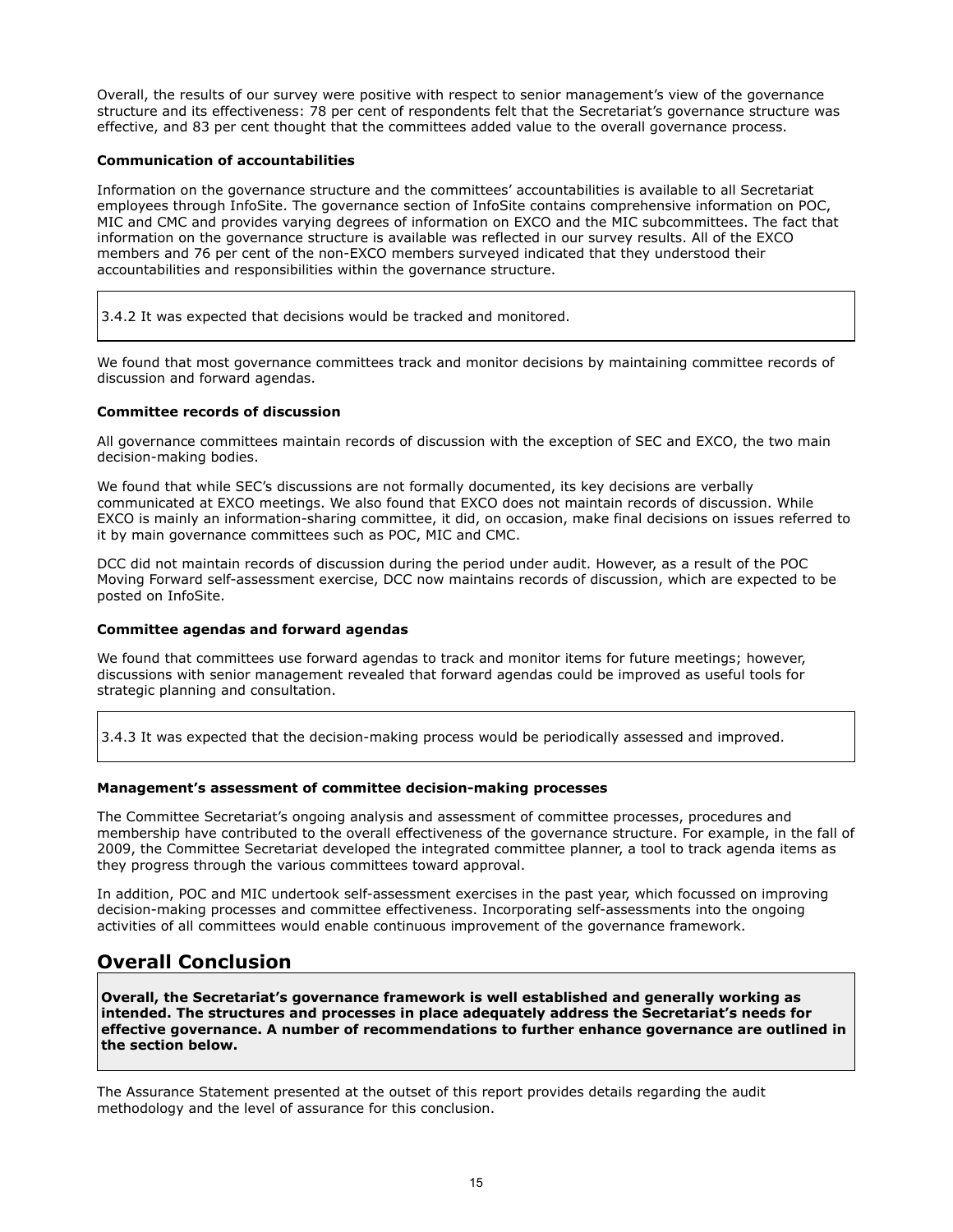Overall, the results of our survey were positive with respect to senior management's view of the governance structure and its effectiveness: 78 per cent of respondents felt that the Secretariat's governance structure was effective, and 83 per cent thought that the committees added value to the overall governance process.

**Communication of accountabilities**

Information on the governance structure and the committees' accountabilities is available to all Secretariat employees through InfoSite. The governance section of InfoSite contains comprehensive information on POC, MIC and CMC and provides varying degrees of information on EXCO and the MIC subcommittees. The fact that information on the governance structure is available was reflected in our survey results. All of the EXCO members and 76 per cent of the non-EXCO members surveyed indicated that they understood their accountabilities and responsibilities within the governance structure.

> 3.4.2 It was expected that decisions would be tracked and monitored.

We found that most governance committees track and monitor decisions by maintaining committee records of discussion and forward agendas.

**Committee records of discussion**

All governance committees maintain records of discussion with the exception of SEC and EXCO, the two main decision-making bodies.

We found that while SEC's discussions are not formally documented, its key decisions are verbally communicated at EXCO meetings. We also found that EXCO does not maintain records of discussion. While EXCO is mainly an information-sharing committee, it did, on occasion, make final decisions on issues referred to it by main governance committees such as POC, MIC and CMC.

DCC did not maintain records of discussion during the period under audit. However, as a result of the POC Moving Forward self-assessment exercise, DCC now maintains records of discussion, which are expected to be posted on InfoSite.

**Committee agendas and forward agendas**

We found that committees use forward agendas to track and monitor items for future meetings; however, discussions with senior management revealed that forward agendas could be improved as useful tools for strategic planning and consultation.

> 3.4.3 It was expected that the decision-making process would be periodically assessed and improved.

**Management's assessment of committee decision-making processes**

The Committee Secretariat's ongoing analysis and assessment of committee processes, procedures and membership have contributed to the overall effectiveness of the governance structure. For example, in the fall of 2009, the Committee Secretariat developed the integrated committee planner, a tool to track agenda items as they progress through the various committees toward approval.

In addition, POC and MIC undertook self-assessment exercises in the past year, which focussed on improving decision-making processes and committee effectiveness. Incorporating self-assessments into the ongoing activities of all committees would enable continuous improvement of the governance framework.

## Overall Conclusion

> **Overall, the Secretariat's governance framework is well established and generally working as intended. The structures and processes in place adequately address the Secretariat's needs for effective governance. A number of recommendations to further enhance governance are outlined in the section below.**

The Assurance Statement presented at the outset of this report provides details regarding the audit methodology and the level of assurance for this conclusion.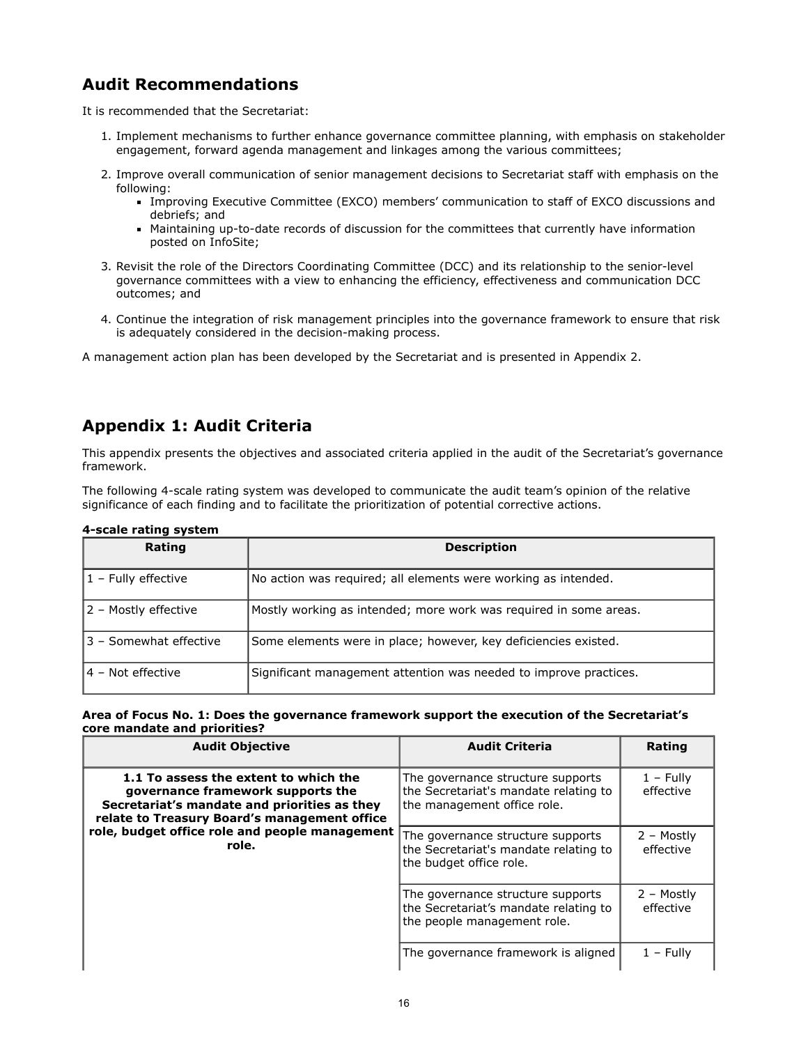## Audit Recommendations

It is recommended that the Secretariat:

1. Implement mechanisms to further enhance governance committee planning, with emphasis on stakeholder engagement, forward agenda management and linkages among the various committees;
2. Improve overall communication of senior management decisions to Secretariat staff with emphasis on the following:
   - Improving Executive Committee (EXCO) members' communication to staff of EXCO discussions and debriefs; and
   - Maintaining up-to-date records of discussion for the committees that currently have information posted on InfoSite;
3. Revisit the role of the Directors Coordinating Committee (DCC) and its relationship to the senior-level governance committees with a view to enhancing the efficiency, effectiveness and communication DCC outcomes; and
4. Continue the integration of risk management principles into the governance framework to ensure that risk is adequately considered in the decision-making process.

A management action plan has been developed by the Secretariat and is presented in Appendix 2.

## Appendix 1: Audit Criteria

This appendix presents the objectives and associated criteria applied in the audit of the Secretariat's governance framework.

The following 4-scale rating system was developed to communicate the audit team's opinion of the relative significance of each finding and to facilitate the prioritization of potential corrective actions.

**4-scale rating system**

| Rating | Description |
|---|---|
| 1 – Fully effective | No action was required; all elements were working as intended. |
| 2 – Mostly effective | Mostly working as intended; more work was required in some areas. |
| 3 – Somewhat effective | Some elements were in place; however, key deficiencies existed. |
| 4 – Not effective | Significant management attention was needed to improve practices. |

**Area of Focus No. 1: Does the governance framework support the execution of the Secretariat's core mandate and priorities?**

| Audit Objective | Audit Criteria | Rating |
|---|---|---|
| **1.1 To assess the extent to which the governance framework supports the Secretariat's mandate and priorities as they relate to Treasury Board's management office role, budget office role and people management role.** | The governance structure supports the Secretariat's mandate relating to the management office role. | 1 – Fully effective |
| | The governance structure supports the Secretariat's mandate relating to the budget office role. | 2 – Mostly effective |
| | The governance structure supports the Secretariat's mandate relating to the people management role. | 2 – Mostly effective |
| | The governance framework is aligned | 1 – Fully |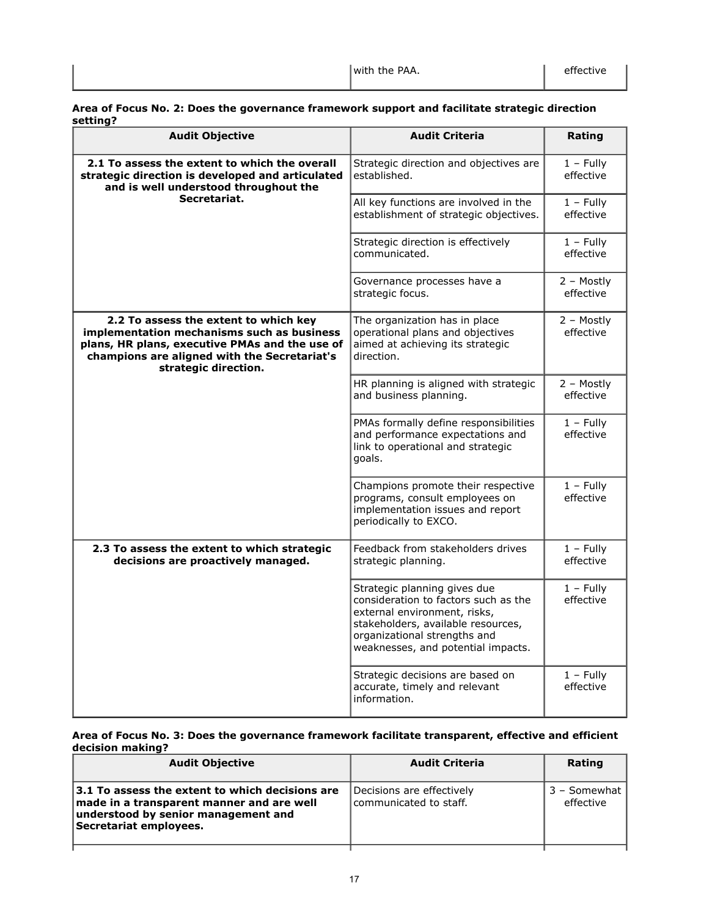| | with the PAA. | effective |
|---|---|---|

**Area of Focus No. 2: Does the governance framework support and facilitate strategic direction setting?**

| Audit Objective | Audit Criteria | Rating |
|---|---|---|
| **2.1 To assess the extent to which the overall strategic direction is developed and articulated and is well understood throughout the Secretariat.** | Strategic direction and objectives are established. | 1 – Fully effective |
| | All key functions are involved in the establishment of strategic objectives. | 1 – Fully effective |
| | Strategic direction is effectively communicated. | 1 – Fully effective |
| | Governance processes have a strategic focus. | 2 – Mostly effective |
| **2.2 To assess the extent to which key implementation mechanisms such as business plans, HR plans, executive PMAs and the use of champions are aligned with the Secretariat's strategic direction.** | The organization has in place operational plans and objectives aimed at achieving its strategic direction. | 2 – Mostly effective |
| | HR planning is aligned with strategic and business planning. | 2 – Mostly effective |
| | PMAs formally define responsibilities and performance expectations and link to operational and strategic goals. | 1 – Fully effective |
| | Champions promote their respective programs, consult employees on implementation issues and report periodically to EXCO. | 1 – Fully effective |
| **2.3 To assess the extent to which strategic decisions are proactively managed.** | Feedback from stakeholders drives strategic planning. | 1 – Fully effective |
| | Strategic planning gives due consideration to factors such as the external environment, risks, stakeholders, available resources, organizational strengths and weaknesses, and potential impacts. | 1 – Fully effective |
| | Strategic decisions are based on accurate, timely and relevant information. | 1 – Fully effective |

**Area of Focus No. 3: Does the governance framework facilitate transparent, effective and efficient decision making?**

| Audit Objective | Audit Criteria | Rating |
|---|---|---|
| **3.1 To assess the extent to which decisions are made in a transparent manner and are well understood by senior management and Secretariat employees.** | Decisions are effectively communicated to staff. | 3 – Somewhat effective |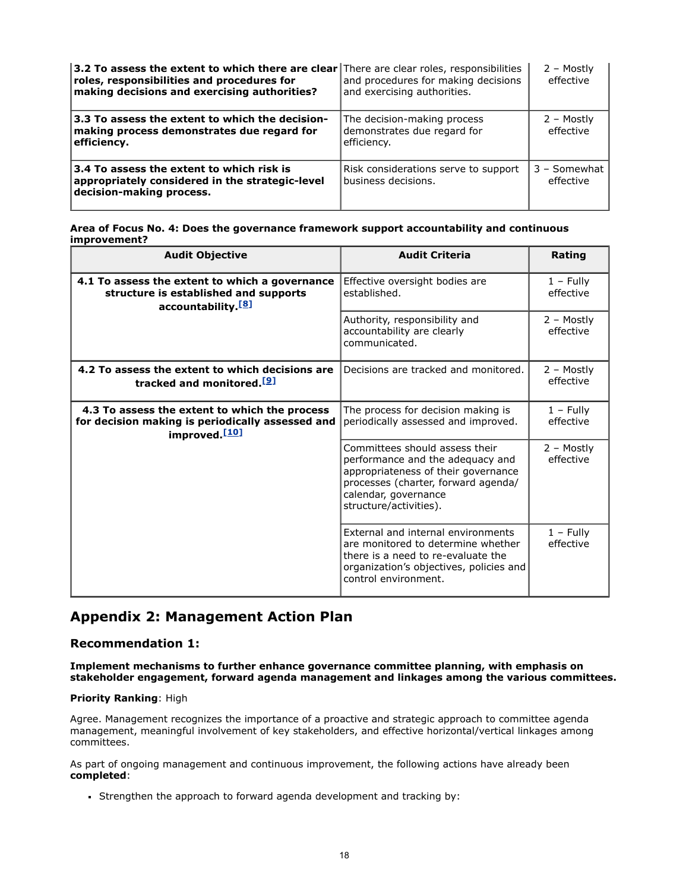| | | |
|---|---|---|
| **3.2 To assess the extent to which there are clear roles, responsibilities and procedures for making decisions and exercising authorities?** | There are clear roles, responsibilities and procedures for making decisions and exercising authorities. | 2 – Mostly effective |
| **3.3 To assess the extent to which the decision-making process demonstrates due regard for efficiency.** | The decision-making process demonstrates due regard for efficiency. | 2 – Mostly effective |
| **3.4 To assess the extent to which risk is appropriately considered in the strategic-level decision-making process.** | Risk considerations serve to support business decisions. | 3 – Somewhat effective |

**Area of Focus No. 4: Does the governance framework support accountability and continuous improvement?**

| Audit Objective | Audit Criteria | Rating |
|---|---|---|
| **4.1 To assess the extent to which a governance structure is established and supports accountability.[8]** | Effective oversight bodies are established. | 1 – Fully effective |
| | Authority, responsibility and accountability are clearly communicated. | 2 – Mostly effective |
| **4.2 To assess the extent to which decisions are tracked and monitored.[9]** | Decisions are tracked and monitored. | 2 – Mostly effective |
| **4.3 To assess the extent to which the process for decision making is periodically assessed and improved.[10]** | The process for decision making is periodically assessed and improved. | 1 – Fully effective |
| | Committees should assess their performance and the adequacy and appropriateness of their governance processes (charter, forward agenda/ calendar, governance structure/activities). | 2 – Mostly effective |
| | External and internal environments are monitored to determine whether there is a need to re-evaluate the organization's objectives, policies and control environment. | 1 – Fully effective |

## Appendix 2: Management Action Plan

### Recommendation 1:

**Implement mechanisms to further enhance governance committee planning, with emphasis on stakeholder engagement, forward agenda management and linkages among the various committees.**

**Priority Ranking**: High

Agree. Management recognizes the importance of a proactive and strategic approach to committee agenda management, meaningful involvement of key stakeholders, and effective horizontal/vertical linkages among committees.

As part of ongoing management and continuous improvement, the following actions have already been **completed**:

- Strengthen the approach to forward agenda development and tracking by: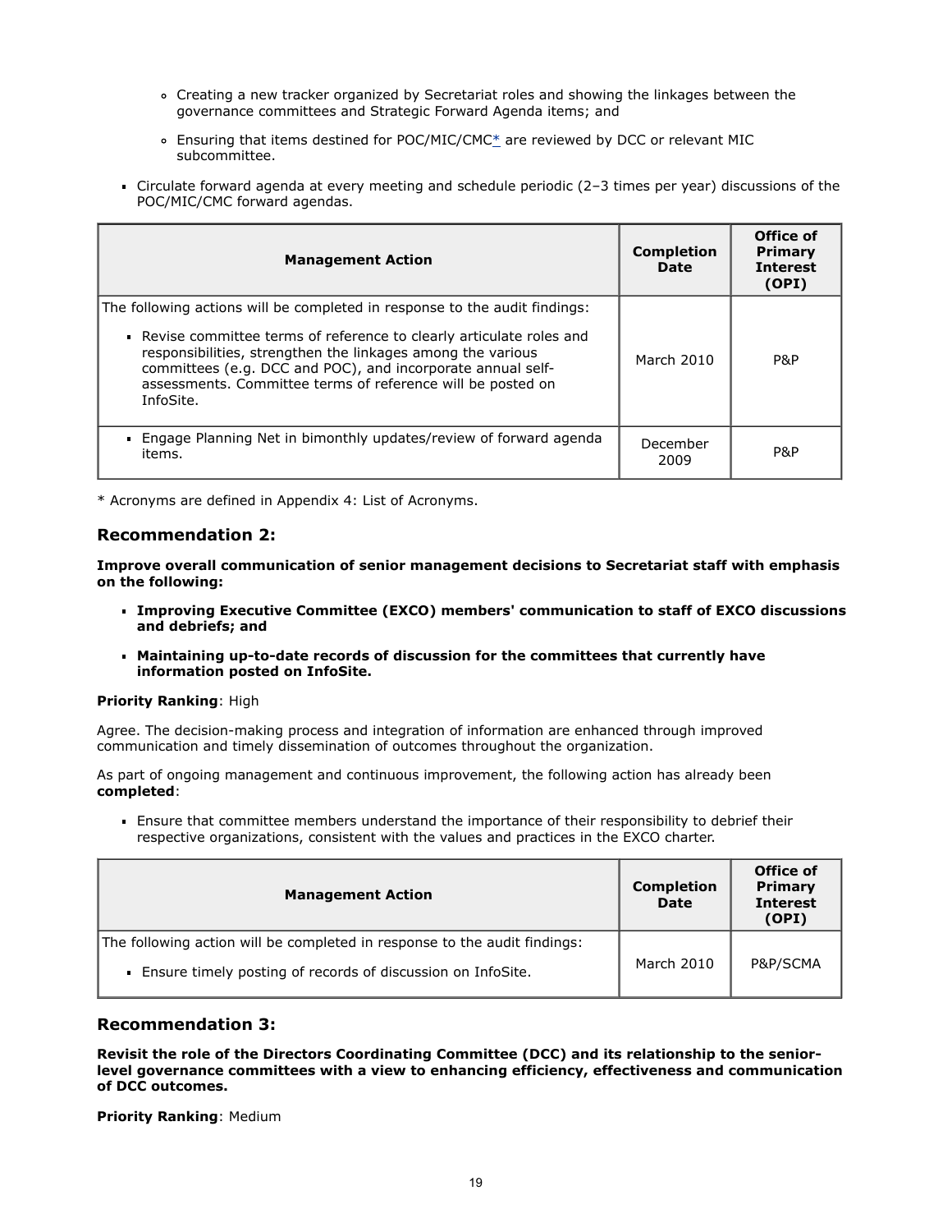- Creating a new tracker organized by Secretariat roles and showing the linkages between the governance committees and Strategic Forward Agenda items; and
- Ensuring that items destined for POC/MIC/CMC* are reviewed by DCC or relevant MIC subcommittee.

- Circulate forward agenda at every meeting and schedule periodic (2–3 times per year) discussions of the POC/MIC/CMC forward agendas.

| Management Action | Completion Date | Office of Primary Interest (OPI) |
|---|---|---|
| The following actions will be completed in response to the audit findings:<br>- Revise committee terms of reference to clearly articulate roles and responsibilities, strengthen the linkages among the various committees (e.g. DCC and POC), and incorporate annual self-assessments. Committee terms of reference will be posted on InfoSite. | March 2010 | P&P |
| - Engage Planning Net in bimonthly updates/review of forward agenda items. | December 2009 | P&P |

* Acronyms are defined in Appendix 4: List of Acronyms.

## Recommendation 2:

**Improve overall communication of senior management decisions to Secretariat staff with emphasis on the following:**

- **Improving Executive Committee (EXCO) members' communication to staff of EXCO discussions and debriefs; and**
- **Maintaining up-to-date records of discussion for the committees that currently have information posted on InfoSite.**

**Priority Ranking**: High

Agree. The decision-making process and integration of information are enhanced through improved communication and timely dissemination of outcomes throughout the organization.

As part of ongoing management and continuous improvement, the following action has already been **completed**:

- Ensure that committee members understand the importance of their responsibility to debrief their respective organizations, consistent with the values and practices in the EXCO charter.

| Management Action | Completion Date | Office of Primary Interest (OPI) |
|---|---|---|
| The following action will be completed in response to the audit findings:<br>- Ensure timely posting of records of discussion on InfoSite. | March 2010 | P&P/SCMA |

## Recommendation 3:

**Revisit the role of the Directors Coordinating Committee (DCC) and its relationship to the senior-level governance committees with a view to enhancing efficiency, effectiveness and communication of DCC outcomes.**

**Priority Ranking**: Medium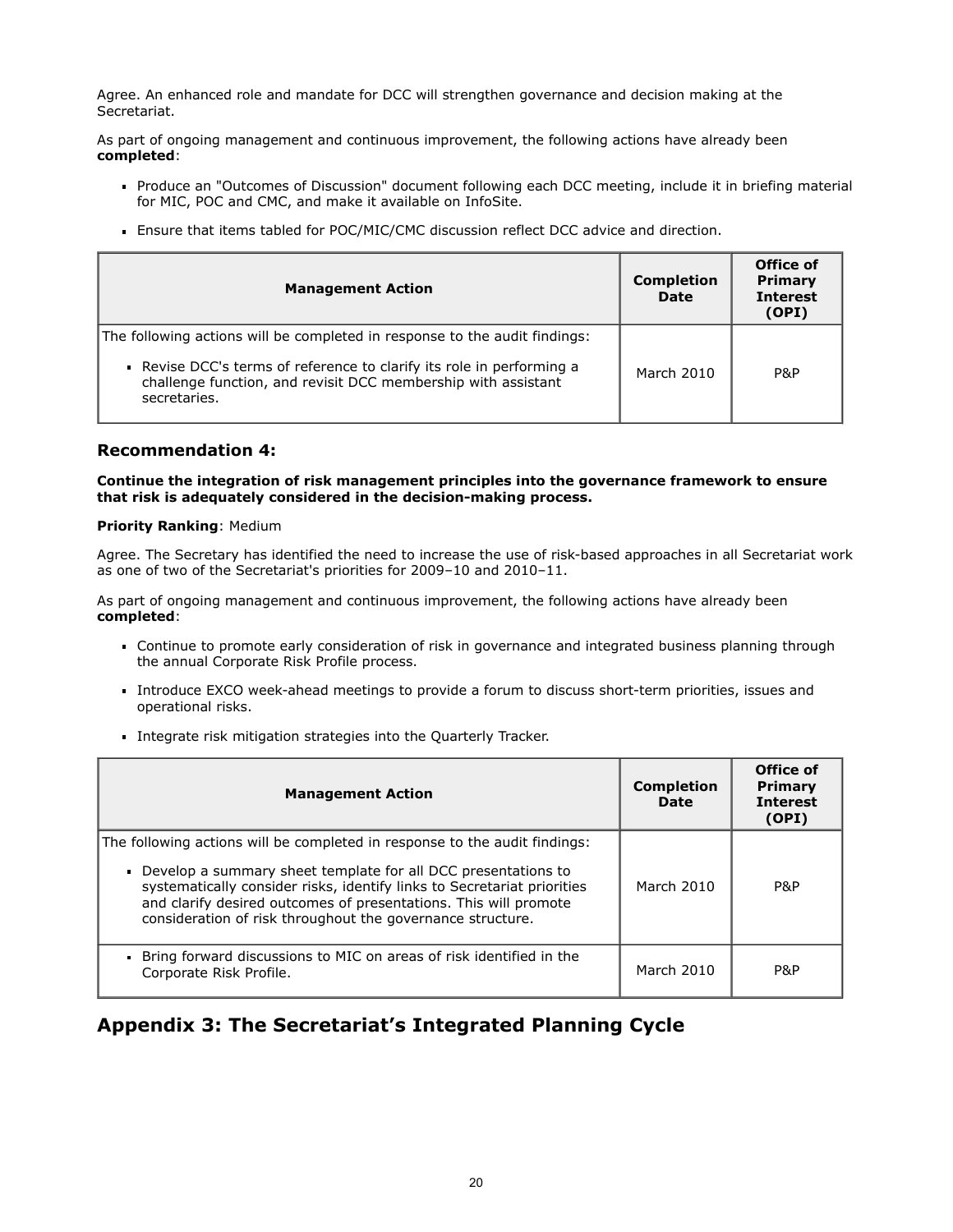Agree. An enhanced role and mandate for DCC will strengthen governance and decision making at the Secretariat.

As part of ongoing management and continuous improvement, the following actions have already been **completed**:

- Produce an "Outcomes of Discussion" document following each DCC meeting, include it in briefing material for MIC, POC and CMC, and make it available on InfoSite.
- Ensure that items tabled for POC/MIC/CMC discussion reflect DCC advice and direction.

| Management Action | Completion Date | Office of Primary Interest (OPI) |
| --- | --- | --- |
| The following actions will be completed in response to the audit findings: <br> • Revise DCC's terms of reference to clarify its role in performing a challenge function, and revisit DCC membership with assistant secretaries. | March 2010 | P&P |

### Recommendation 4:

**Continue the integration of risk management principles into the governance framework to ensure that risk is adequately considered in the decision-making process.**

**Priority Ranking**: Medium

Agree. The Secretary has identified the need to increase the use of risk-based approaches in all Secretariat work as one of two of the Secretariat's priorities for 2009–10 and 2010–11.

As part of ongoing management and continuous improvement, the following actions have already been **completed**:

- Continue to promote early consideration of risk in governance and integrated business planning through the annual Corporate Risk Profile process.
- Introduce EXCO week-ahead meetings to provide a forum to discuss short-term priorities, issues and operational risks.
- Integrate risk mitigation strategies into the Quarterly Tracker.

| Management Action | Completion Date | Office of Primary Interest (OPI) |
| --- | --- | --- |
| The following actions will be completed in response to the audit findings: <br> • Develop a summary sheet template for all DCC presentations to systematically consider risks, identify links to Secretariat priorities and clarify desired outcomes of presentations. This will promote consideration of risk throughout the governance structure. | March 2010 | P&P |
| • Bring forward discussions to MIC on areas of risk identified in the Corporate Risk Profile. | March 2010 | P&P |

## Appendix 3: The Secretariat's Integrated Planning Cycle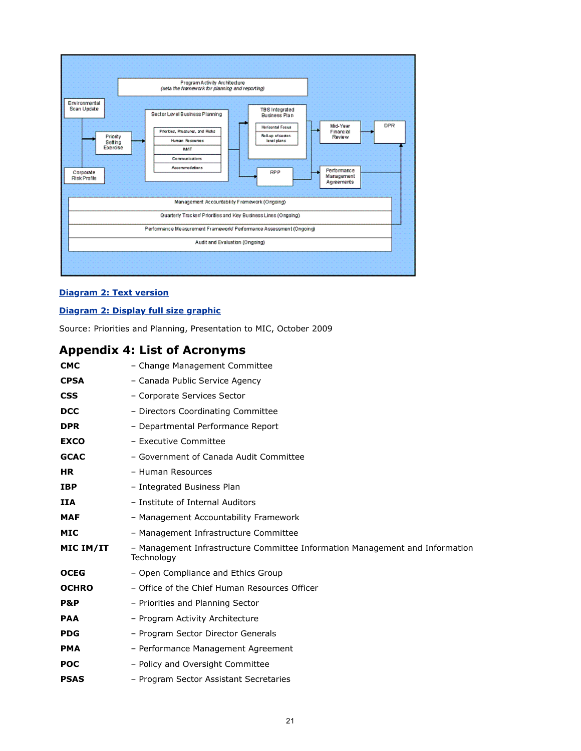Program Activity Architecture
(sets the framework for planning and reporting)

Environmental Scan Update

Priority Setting Exercise

Corporate Risk Profile

Sector Level Business Planning

- Priorities, Pressures, and Risks
- Human Resources
- IM/IT
- Communications
- Accommodations

TBS Integrated Business Plan

- Horizontal Focus
- Roll-up of sector-level plans

RPP

Mid-Year Financial Review

Performance Management Agreements

DPR

Management Accountability Framework (Ongoing)

Quarterly Tracker/ Priorities and Key Business Lines (Ongoing)

Performance Measurement Framework/ Performance Assessment (Ongoing)

Audit and Evaluation (Ongoing)

Diagram 2: Text version

Diagram 2: Display full size graphic

Source: Priorities and Planning, Presentation to MIC, October 2009

## Appendix 4: List of Acronyms

| | |
|---|---|
| **CMC** | – Change Management Committee |
| **CPSA** | – Canada Public Service Agency |
| **CSS** | – Corporate Services Sector |
| **DCC** | – Directors Coordinating Committee |
| **DPR** | – Departmental Performance Report |
| **EXCO** | – Executive Committee |
| **GCAC** | – Government of Canada Audit Committee |
| **HR** | – Human Resources |
| **IBP** | – Integrated Business Plan |
| **IIA** | – Institute of Internal Auditors |
| **MAF** | – Management Accountability Framework |
| **MIC** | – Management Infrastructure Committee |
| **MIC IM/IT** | – Management Infrastructure Committee Information Management and Information Technology |
| **OCEG** | – Open Compliance and Ethics Group |
| **OCHRO** | – Office of the Chief Human Resources Officer |
| **P&P** | – Priorities and Planning Sector |
| **PAA** | – Program Activity Architecture |
| **PDG** | – Program Sector Director Generals |
| **PMA** | – Performance Management Agreement |
| **POC** | – Policy and Oversight Committee |
| **PSAS** | – Program Sector Assistant Secretaries |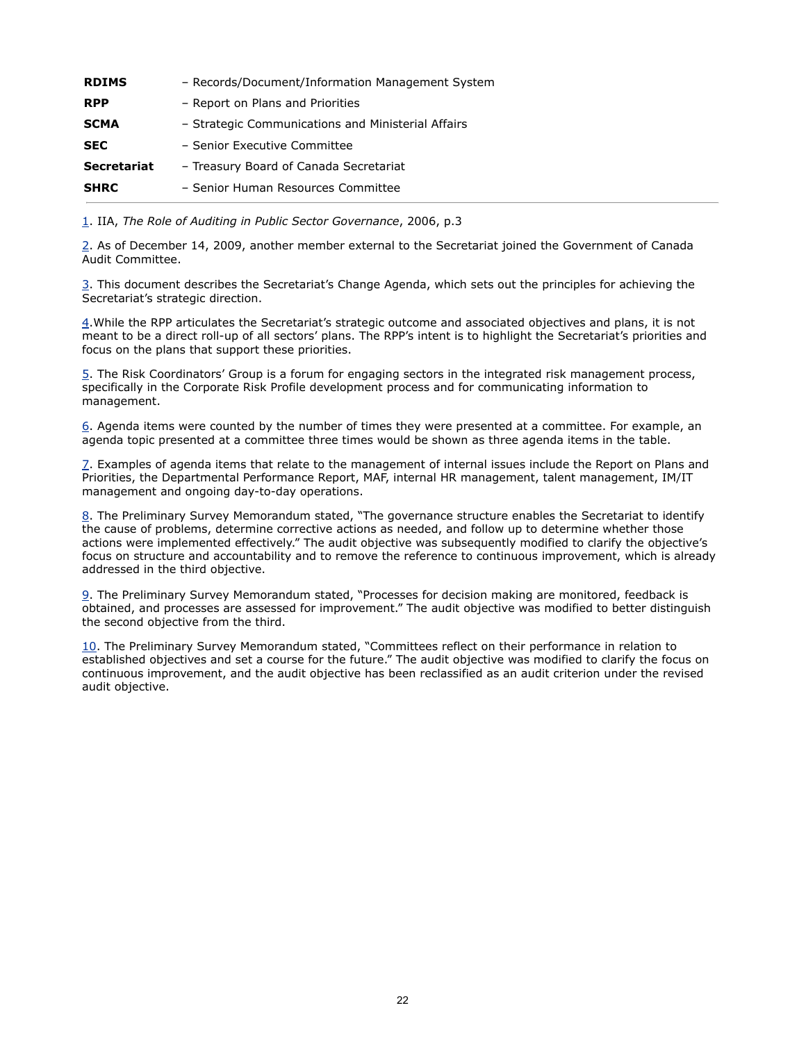| | |
|---|---|
| **RDIMS** | – Records/Document/Information Management System |
| **RPP** | – Report on Plans and Priorities |
| **SCMA** | – Strategic Communications and Ministerial Affairs |
| **SEC** | – Senior Executive Committee |
| **Secretariat** | – Treasury Board of Canada Secretariat |
| **SHRC** | – Senior Human Resources Committee |

---

1. IIA, *The Role of Auditing in Public Sector Governance*, 2006, p.3

2. As of December 14, 2009, another member external to the Secretariat joined the Government of Canada Audit Committee.

3. This document describes the Secretariat's Change Agenda, which sets out the principles for achieving the Secretariat's strategic direction.

4. While the RPP articulates the Secretariat's strategic outcome and associated objectives and plans, it is not meant to be a direct roll-up of all sectors' plans. The RPP's intent is to highlight the Secretariat's priorities and focus on the plans that support these priorities.

5. The Risk Coordinators' Group is a forum for engaging sectors in the integrated risk management process, specifically in the Corporate Risk Profile development process and for communicating information to management.

6. Agenda items were counted by the number of times they were presented at a committee. For example, an agenda topic presented at a committee three times would be shown as three agenda items in the table.

7. Examples of agenda items that relate to the management of internal issues include the Report on Plans and Priorities, the Departmental Performance Report, MAF, internal HR management, talent management, IM/IT management and ongoing day-to-day operations.

8. The Preliminary Survey Memorandum stated, "The governance structure enables the Secretariat to identify the cause of problems, determine corrective actions as needed, and follow up to determine whether those actions were implemented effectively." The audit objective was subsequently modified to clarify the objective's focus on structure and accountability and to remove the reference to continuous improvement, which is already addressed in the third objective.

9. The Preliminary Survey Memorandum stated, "Processes for decision making are monitored, feedback is obtained, and processes are assessed for improvement." The audit objective was modified to better distinguish the second objective from the third.

10. The Preliminary Survey Memorandum stated, "Committees reflect on their performance in relation to established objectives and set a course for the future." The audit objective was modified to clarify the focus on continuous improvement, and the audit objective has been reclassified as an audit criterion under the revised audit objective.